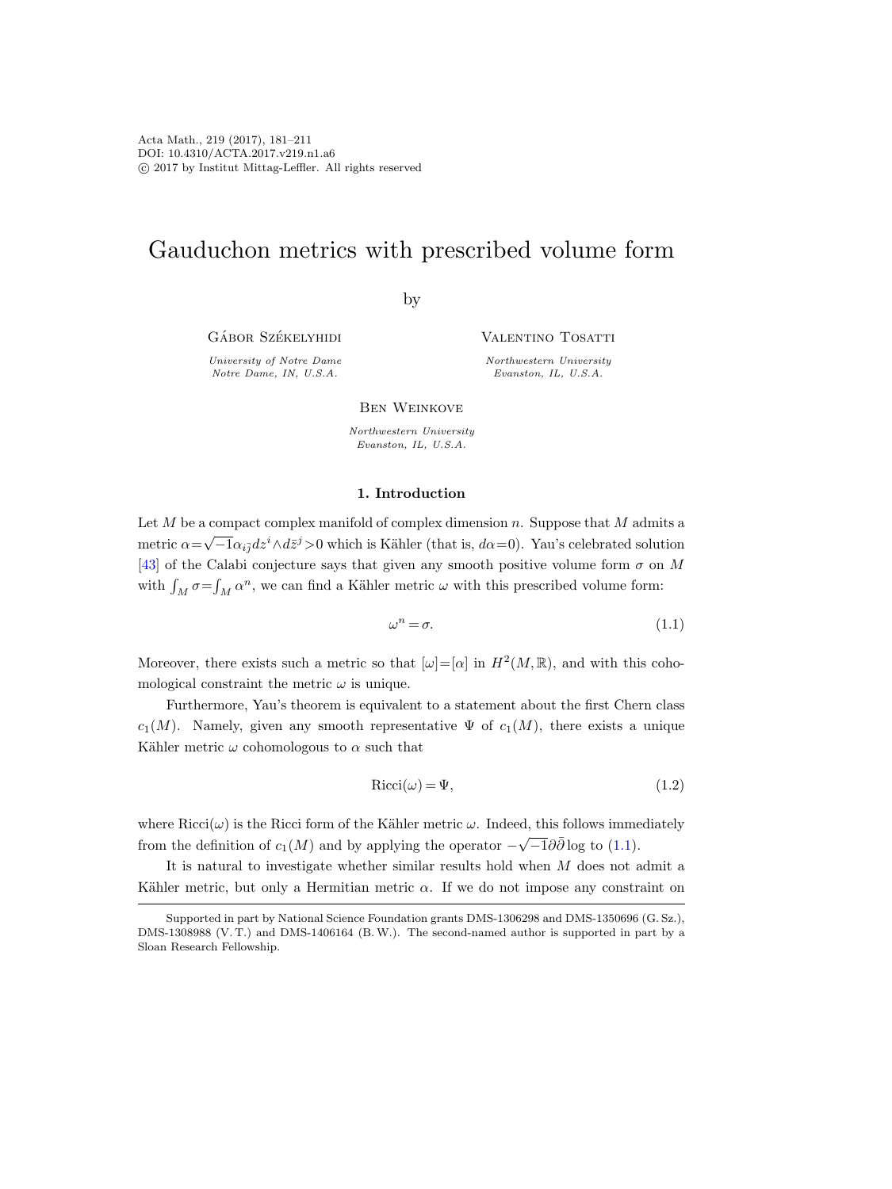# Gauduchon metrics with prescribed volume form

by

Gábor Székelyhidi

*University of Notre Dame*
*Notre Dame, IN, U.S.A.*

Valentino Tosatti

*Northwestern University*
*Evanston, IL, U.S.A.*

Ben Weinkove

*Northwestern University*
*Evanston, IL, U.S.A.*

## 1. Introduction

Let $M$ be a compact complex manifold of complex dimension $n$. Suppose that $M$ admits a metric $\alpha=\sqrt{-1}\alpha_{i\bar{j}}dz^i\wedge d\bar{z}^j>0$ which is Kähler (that is, $d\alpha=0$). Yau's celebrated solution [43] of the Calabi conjecture says that given any smooth positive volume form $\sigma$ on $M$ with $\int_M \sigma=\int_M \alpha^n$, we can find a Kähler metric $\omega$ with this prescribed volume form:

$$\omega^n=\sigma. \tag{1.1}$$

Moreover, there exists such a metric so that $[\omega]=[\alpha]$ in $H^2(M,\mathbb{R})$, and with this cohomological constraint the metric $\omega$ is unique.

Furthermore, Yau's theorem is equivalent to a statement about the first Chern class $c_1(M)$. Namely, given any smooth representative $\Psi$ of $c_1(M)$, there exists a unique Kähler metric $\omega$ cohomologous to $\alpha$ such that

$$\mathrm{Ricci}(\omega)=\Psi, \tag{1.2}$$

where $\mathrm{Ricci}(\omega)$ is the Ricci form of the Kähler metric $\omega$. Indeed, this follows immediately from the definition of $c_1(M)$ and by applying the operator $-\sqrt{-1}\partial\bar{\partial}\log$ to (1.1).

It is natural to investigate whether similar results hold when $M$ does not admit a Kähler metric, but only a Hermitian metric $\alpha$. If we do not impose any constraint on

Supported in part by National Science Foundation grants DMS-1306298 and DMS-1350696 (G. Sz.), DMS-1308988 (V. T.) and DMS-1406164 (B. W.). The second-named author is supported in part by a Sloan Research Fellowship.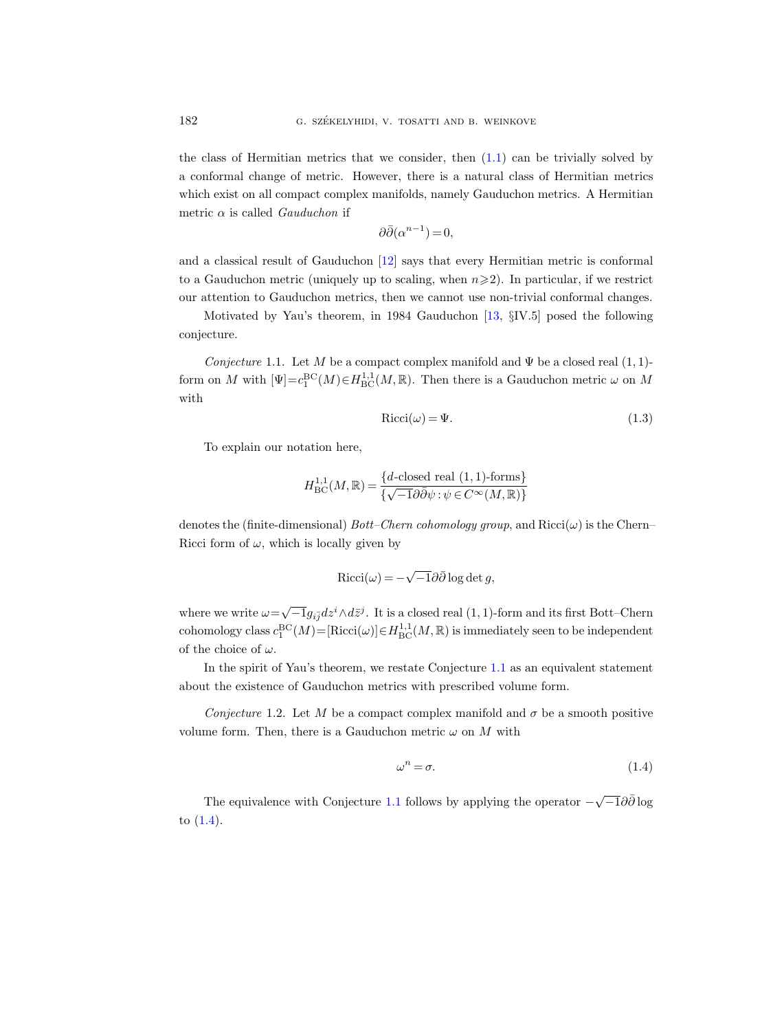the class of Hermitian metrics that we consider, then (1.1) can be trivially solved by a conformal change of metric. However, there is a natural class of Hermitian metrics which exist on all compact complex manifolds, namely Gauduchon metrics. A Hermitian metric $\alpha$ is called *Gauduchon* if

$$\partial\bar{\partial}(\alpha^{n-1}) = 0,$$

and a classical result of Gauduchon [12] says that every Hermitian metric is conformal to a Gauduchon metric (uniquely up to scaling, when $n \geqslant 2$). In particular, if we restrict our attention to Gauduchon metrics, then we cannot use non-trivial conformal changes.

Motivated by Yau's theorem, in 1984 Gauduchon [13, §IV.5] posed the following conjecture.

*Conjecture* 1.1. Let $M$ be a compact complex manifold and $\Psi$ be a closed real $(1,1)$-form on $M$ with $[\Psi] = c_1^{\mathrm{BC}}(M) \in H^{1,1}_{\mathrm{BC}}(M, \mathbb{R})$. Then there is a Gauduchon metric $\omega$ on $M$ with

$$\mathrm{Ricci}(\omega) = \Psi. \tag{1.3}$$

To explain our notation here,

$$H^{1,1}_{\mathrm{BC}}(M, \mathbb{R}) = \frac{\{d\text{-closed real } (1,1)\text{-forms}\}}{\{\sqrt{-1}\partial\bar{\partial}\psi : \psi \in C^\infty(M, \mathbb{R})\}}$$

denotes the (finite-dimensional) *Bott–Chern cohomology group*, and $\mathrm{Ricci}(\omega)$ is the Chern–Ricci form of $\omega$, which is locally given by

$$\mathrm{Ricci}(\omega) = -\sqrt{-1}\partial\bar{\partial} \log \det g,$$

where we write $\omega = \sqrt{-1} g_{i\bar{j}} dz^i \wedge d\bar{z}^j$. It is a closed real $(1,1)$-form and its first Bott–Chern cohomology class $c_1^{\mathrm{BC}}(M) = [\mathrm{Ricci}(\omega)] \in H^{1,1}_{\mathrm{BC}}(M, \mathbb{R})$ is immediately seen to be independent of the choice of $\omega$.

In the spirit of Yau's theorem, we restate Conjecture 1.1 as an equivalent statement about the existence of Gauduchon metrics with prescribed volume form.

*Conjecture* 1.2. Let $M$ be a compact complex manifold and $\sigma$ be a smooth positive volume form. Then, there is a Gauduchon metric $\omega$ on $M$ with

$$\omega^n = \sigma. \tag{1.4}$$

The equivalence with Conjecture 1.1 follows by applying the operator $-\sqrt{-1}\partial\bar{\partial}\log$ to (1.4).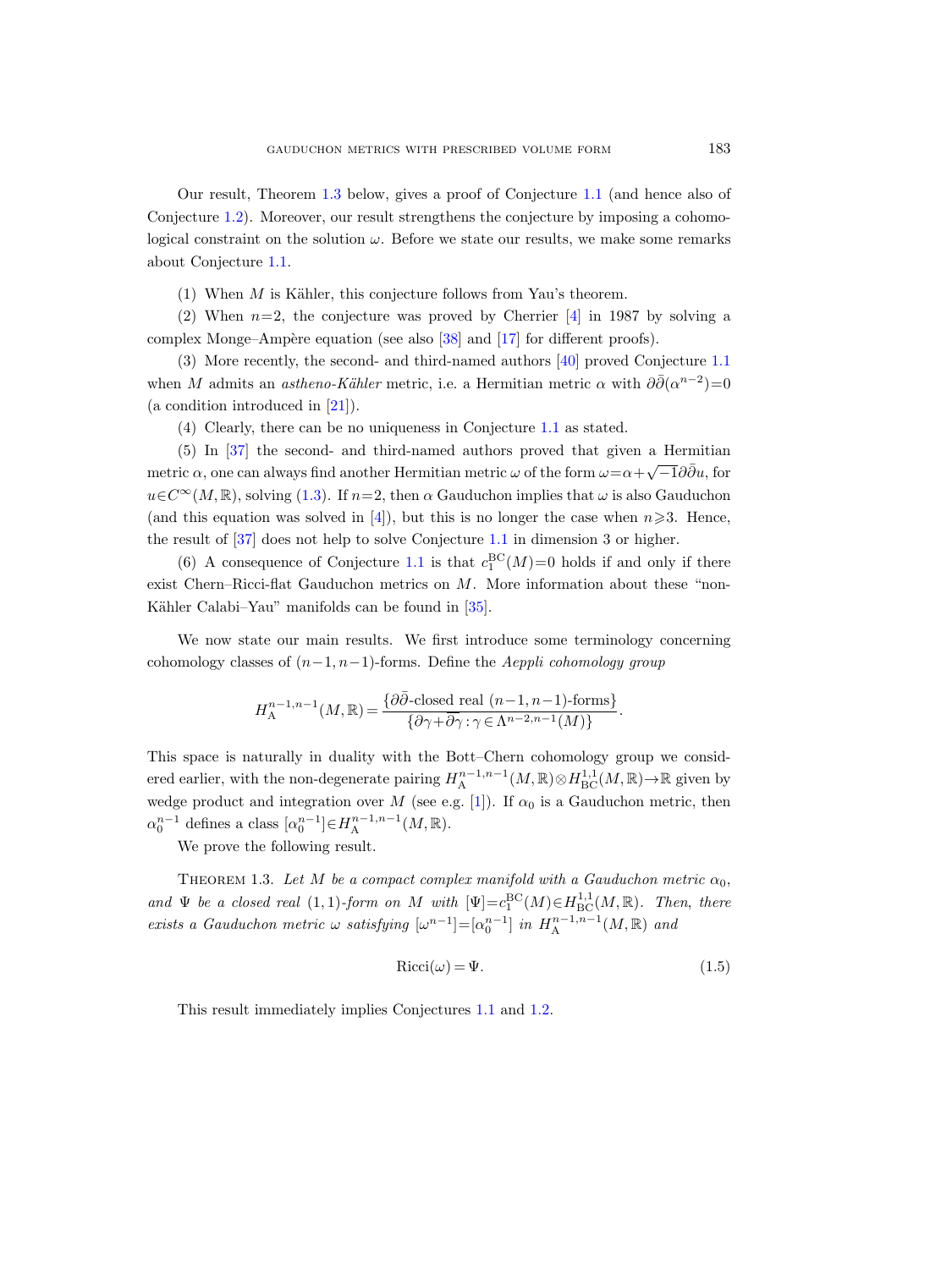Our result, Theorem 1.3 below, gives a proof of Conjecture 1.1 (and hence also of Conjecture 1.2). Moreover, our result strengthens the conjecture by imposing a cohomological constraint on the solution $\omega$. Before we state our results, we make some remarks about Conjecture 1.1.

(1) When $M$ is Kähler, this conjecture follows from Yau's theorem.

(2) When $n=2$, the conjecture was proved by Cherrier [4] in 1987 by solving a complex Monge–Ampère equation (see also [38] and [17] for different proofs).

(3) More recently, the second- and third-named authors [40] proved Conjecture 1.1 when $M$ admits an *astheno-Kähler* metric, i.e. a Hermitian metric $\alpha$ with $\partial\bar{\partial}(\alpha^{n-2})=0$ (a condition introduced in [21]).

(4) Clearly, there can be no uniqueness in Conjecture 1.1 as stated.

(5) In [37] the second- and third-named authors proved that given a Hermitian metric $\alpha$, one can always find another Hermitian metric $\omega$ of the form $\omega=\alpha+\sqrt{-1}\partial\bar{\partial}u$, for $u\in C^\infty(M,\mathbb{R})$, solving (1.3). If $n=2$, then $\alpha$ Gauduchon implies that $\omega$ is also Gauduchon (and this equation was solved in [4]), but this is no longer the case when $n\geqslant 3$. Hence, the result of [37] does not help to solve Conjecture 1.1 in dimension 3 or higher.

(6) A consequence of Conjecture 1.1 is that $c_1^{\mathrm{BC}}(M)=0$ holds if and only if there exist Chern–Ricci-flat Gauduchon metrics on $M$. More information about these "non-Kähler Calabi–Yau" manifolds can be found in [35].

We now state our main results. We first introduce some terminology concerning cohomology classes of $(n-1,n-1)$-forms. Define the *Aeppli cohomology group*

$$H_{\mathrm{A}}^{n-1,n-1}(M,\mathbb{R})=\frac{\{\partial\bar{\partial}\text{-closed real }(n-1,n-1)\text{-forms}\}}{\{\partial\gamma+\overline{\partial\gamma}:\gamma\in\Lambda^{n-2,n-1}(M)\}}.$$

This space is naturally in duality with the Bott–Chern cohomology group we considered earlier, with the non-degenerate pairing $H_{\mathrm{A}}^{n-1,n-1}(M,\mathbb{R})\otimes H_{\mathrm{BC}}^{1,1}(M,\mathbb{R})\to\mathbb{R}$ given by wedge product and integration over $M$ (see e.g. [1]). If $\alpha_0$ is a Gauduchon metric, then $\alpha_0^{n-1}$ defines a class $[\alpha_0^{n-1}]\in H_{\mathrm{A}}^{n-1,n-1}(M,\mathbb{R})$.

We prove the following result.

Theorem 1.3. *Let $M$ be a compact complex manifold with a Gauduchon metric $\alpha_0$, and $\Psi$ be a closed real $(1,1)$-form on $M$ with $[\Psi]=c_1^{\mathrm{BC}}(M)\in H_{\mathrm{BC}}^{1,1}(M,\mathbb{R})$. Then, there exists a Gauduchon metric $\omega$ satisfying $[\omega^{n-1}]=[\alpha_0^{n-1}]$ in $H_{\mathrm{A}}^{n-1,n-1}(M,\mathbb{R})$ and*

$$\mathrm{Ricci}(\omega)=\Psi. \tag{1.5}$$

This result immediately implies Conjectures 1.1 and 1.2.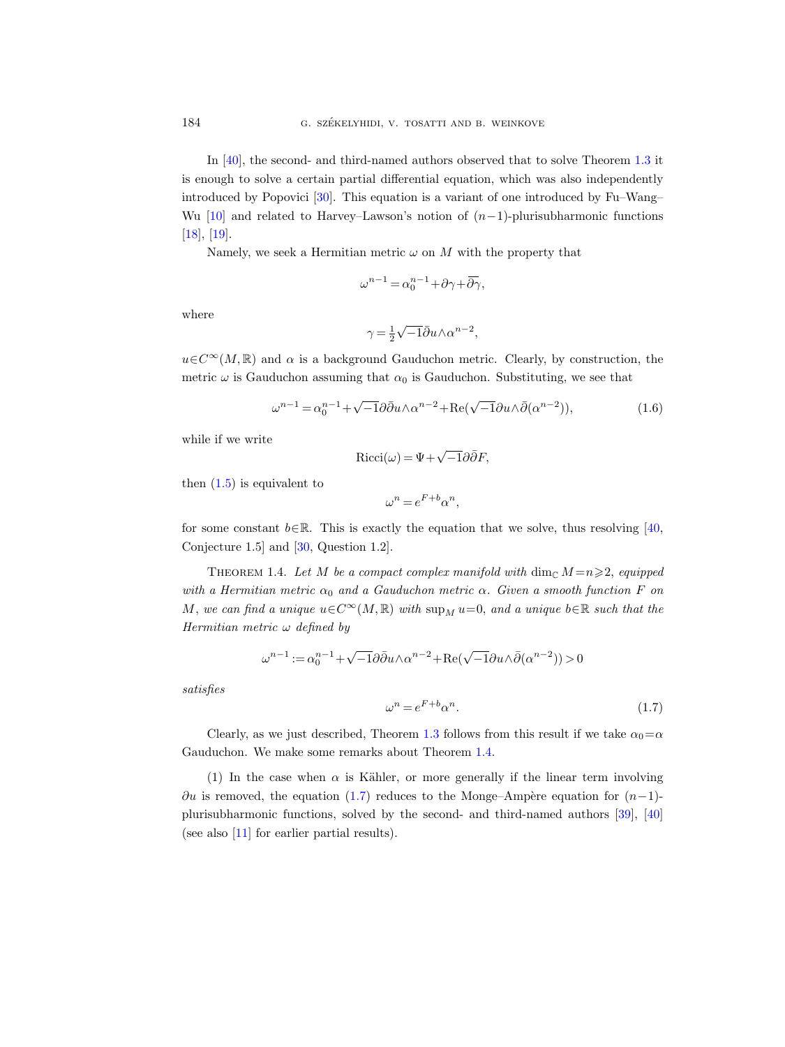In [40], the second- and third-named authors observed that to solve Theorem 1.3 it is enough to solve a certain partial differential equation, which was also independently introduced by Popovici [30]. This equation is a variant of one introduced by Fu–Wang–Wu [10] and related to Harvey–Lawson's notion of $(n-1)$-plurisubharmonic functions [18], [19].

Namely, we seek a Hermitian metric $\omega$ on $M$ with the property that

$$\omega^{n-1} = \alpha_0^{n-1} + \partial\gamma + \overline{\partial\gamma},$$

where

$$\gamma = \tfrac{1}{2}\sqrt{-1}\bar{\partial}u \wedge \alpha^{n-2},$$

$u \in C^\infty(M, \mathbb{R})$ and $\alpha$ is a background Gauduchon metric. Clearly, by construction, the metric $\omega$ is Gauduchon assuming that $\alpha_0$ is Gauduchon. Substituting, we see that

$$\omega^{n-1} = \alpha_0^{n-1} + \sqrt{-1}\partial\bar{\partial}u \wedge \alpha^{n-2} + \mathrm{Re}(\sqrt{-1}\partial u \wedge \bar{\partial}(\alpha^{n-2})), \tag{1.6}$$

while if we write

$$\mathrm{Ricci}(\omega) = \Psi + \sqrt{-1}\partial\bar{\partial}F,$$

then (1.5) is equivalent to

$$\omega^n = e^{F+b}\alpha^n,$$

for some constant $b \in \mathbb{R}$. This is exactly the equation that we solve, thus resolving [40, Conjecture 1.5] and [30, Question 1.2].

Theorem 1.4. *Let $M$ be a compact complex manifold with $\dim_{\mathbb{C}} M = n \geqslant 2$, equipped with a Hermitian metric $\alpha_0$ and a Gauduchon metric $\alpha$. Given a smooth function $F$ on $M$, we can find a unique $u \in C^\infty(M, \mathbb{R})$ with $\sup_M u = 0$, and a unique $b \in \mathbb{R}$ such that the Hermitian metric $\omega$ defined by*

$$\omega^{n-1} := \alpha_0^{n-1} + \sqrt{-1}\partial\bar{\partial}u \wedge \alpha^{n-2} + \mathrm{Re}(\sqrt{-1}\partial u \wedge \bar{\partial}(\alpha^{n-2})) > 0$$

*satisfies*

$$\omega^n = e^{F+b}\alpha^n. \tag{1.7}$$

Clearly, as we just described, Theorem 1.3 follows from this result if we take $\alpha_0 = \alpha$ Gauduchon. We make some remarks about Theorem 1.4.

(1) In the case when $\alpha$ is Kähler, or more generally if the linear term involving $\partial u$ is removed, the equation (1.7) reduces to the Monge–Ampère equation for $(n-1)$-plurisubharmonic functions, solved by the second- and third-named authors [39], [40] (see also [11] for earlier partial results).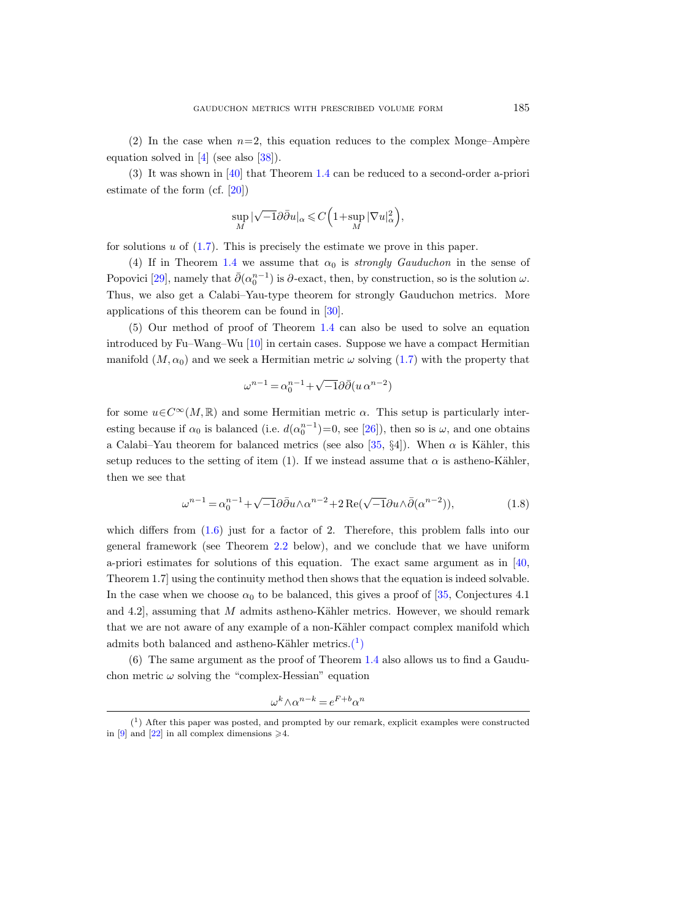(2) In the case when $n=2$, this equation reduces to the complex Monge–Ampère equation solved in [4] (see also [38]).

(3) It was shown in [40] that Theorem 1.4 can be reduced to a second-order a-priori estimate of the form (cf. [20])

$$\sup_M |\sqrt{-1}\partial\bar{\partial}u|_\alpha \leqslant C\Big(1+\sup_M |\nabla u|^2_\alpha\Big),$$

for solutions $u$ of (1.7). This is precisely the estimate we prove in this paper.

(4) If in Theorem 1.4 we assume that $\alpha_0$ is *strongly Gauduchon* in the sense of Popovici [29], namely that $\bar{\partial}(\alpha_0^{n-1})$ is $\partial$-exact, then, by construction, so is the solution $\omega$. Thus, we also get a Calabi–Yau-type theorem for strongly Gauduchon metrics. More applications of this theorem can be found in [30].

(5) Our method of proof of Theorem 1.4 can also be used to solve an equation introduced by Fu–Wang–Wu [10] in certain cases. Suppose we have a compact Hermitian manifold $(M,\alpha_0)$ and we seek a Hermitian metric $\omega$ solving (1.7) with the property that

$$\omega^{n-1}=\alpha_0^{n-1}+\sqrt{-1}\partial\bar{\partial}(u\,\alpha^{n-2})$$

for some $u\in C^\infty(M,\mathbb{R})$ and some Hermitian metric $\alpha$. This setup is particularly interesting because if $\alpha_0$ is balanced (i.e. $d(\alpha_0^{n-1})=0$, see [26]), then so is $\omega$, and one obtains a Calabi–Yau theorem for balanced metrics (see also [35, §4]). When $\alpha$ is Kähler, this setup reduces to the setting of item (1). If we instead assume that $\alpha$ is astheno-Kähler, then we see that

$$\omega^{n-1}=\alpha_0^{n-1}+\sqrt{-1}\partial\bar{\partial}u\wedge\alpha^{n-2}+2\,\mathrm{Re}(\sqrt{-1}\partial u\wedge\bar{\partial}(\alpha^{n-2})), \tag{1.8}$$

which differs from (1.6) just for a factor of 2. Therefore, this problem falls into our general framework (see Theorem 2.2 below), and we conclude that we have uniform a-priori estimates for solutions of this equation. The exact same argument as in [40, Theorem 1.7] using the continuity method then shows that the equation is indeed solvable. In the case when we choose $\alpha_0$ to be balanced, this gives a proof of [35, Conjectures 4.1 and 4.2], assuming that $M$ admits astheno-Kähler metrics. However, we should remark that we are not aware of any example of a non-Kähler compact complex manifold which admits both balanced and astheno-Kähler metrics.(1)

(6) The same argument as the proof of Theorem 1.4 also allows us to find a Gauduchon metric $\omega$ solving the "complex-Hessian" equation

$$\omega^k\wedge\alpha^{n-k}=e^{F+b}\alpha^n$$

(1) After this paper was posted, and prompted by our remark, explicit examples were constructed in [9] and [22] in all complex dimensions $\geqslant 4$.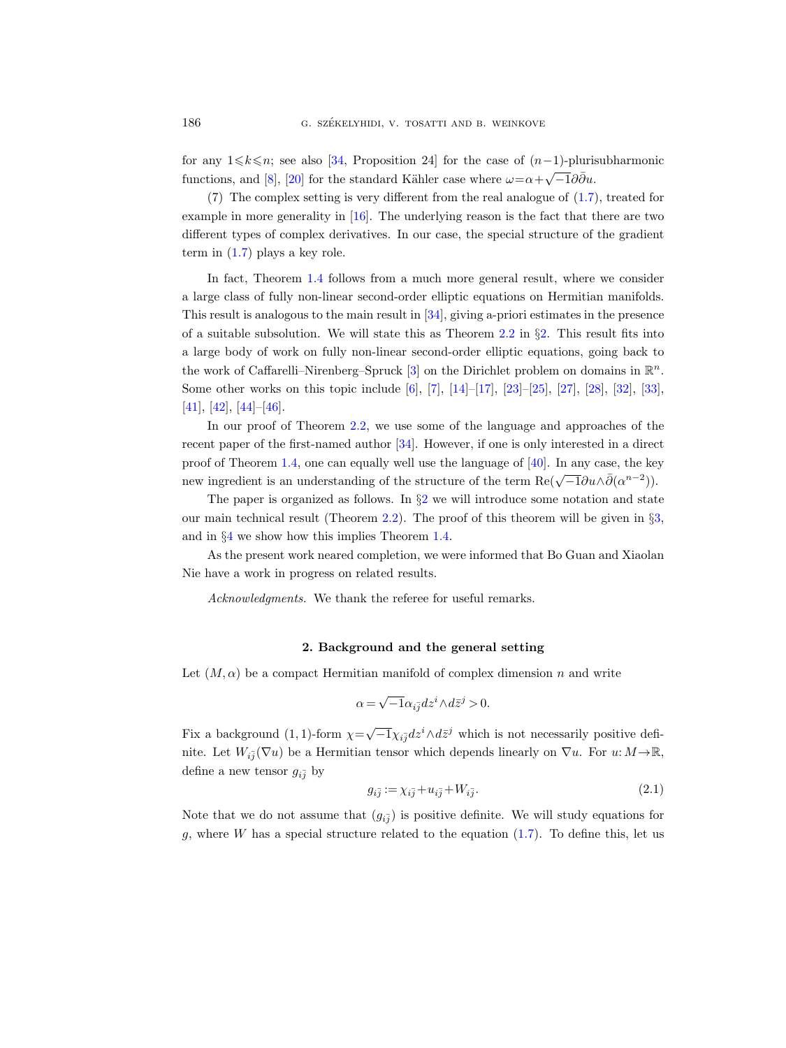for any $1 \leqslant k \leqslant n$; see also [34, Proposition 24] for the case of $(n-1)$-plurisubharmonic functions, and [8], [20] for the standard Kähler case where $\omega = \alpha + \sqrt{-1}\partial\bar{\partial}u$.

(7) The complex setting is very different from the real analogue of (1.7), treated for example in more generality in [16]. The underlying reason is the fact that there are two different types of complex derivatives. In our case, the special structure of the gradient term in (1.7) plays a key role.

In fact, Theorem 1.4 follows from a much more general result, where we consider a large class of fully non-linear second-order elliptic equations on Hermitian manifolds. This result is analogous to the main result in [34], giving a-priori estimates in the presence of a suitable subsolution. We will state this as Theorem 2.2 in §2. This result fits into a large body of work on fully non-linear second-order elliptic equations, going back to the work of Caffarelli–Nirenberg–Spruck [3] on the Dirichlet problem on domains in $\mathbb{R}^n$. Some other works on this topic include [6], [7], [14]–[17], [23]–[25], [27], [28], [32], [33], [41], [42], [44]–[46].

In our proof of Theorem 2.2, we use some of the language and approaches of the recent paper of the first-named author [34]. However, if one is only interested in a direct proof of Theorem 1.4, one can equally well use the language of [40]. In any case, the key new ingredient is an understanding of the structure of the term $\mathrm{Re}(\sqrt{-1}\partial u \wedge \bar{\partial}(\alpha^{n-2}))$.

The paper is organized as follows. In §2 we will introduce some notation and state our main technical result (Theorem 2.2). The proof of this theorem will be given in §3, and in §4 we show how this implies Theorem 1.4.

As the present work neared completion, we were informed that Bo Guan and Xiaolan Nie have a work in progress on related results.

*Acknowledgments.* We thank the referee for useful remarks.

## 2. Background and the general setting

Let $(M, \alpha)$ be a compact Hermitian manifold of complex dimension $n$ and write

$$\alpha = \sqrt{-1}\alpha_{i\bar{j}}\, dz^i \wedge d\bar{z}^j > 0.$$

Fix a background $(1,1)$-form $\chi = \sqrt{-1}\chi_{i\bar{j}}\, dz^i \wedge d\bar{z}^j$ which is not necessarily positive definite. Let $W_{i\bar{j}}(\nabla u)$ be a Hermitian tensor which depends linearly on $\nabla u$. For $u\colon M \to \mathbb{R}$, define a new tensor $g_{i\bar{j}}$ by

$$g_{i\bar{j}} := \chi_{i\bar{j}} + u_{i\bar{j}} + W_{i\bar{j}}. \tag{2.1}$$

Note that we do not assume that $(g_{i\bar{j}})$ is positive definite. We will study equations for $g$, where $W$ has a special structure related to the equation (1.7). To define this, let us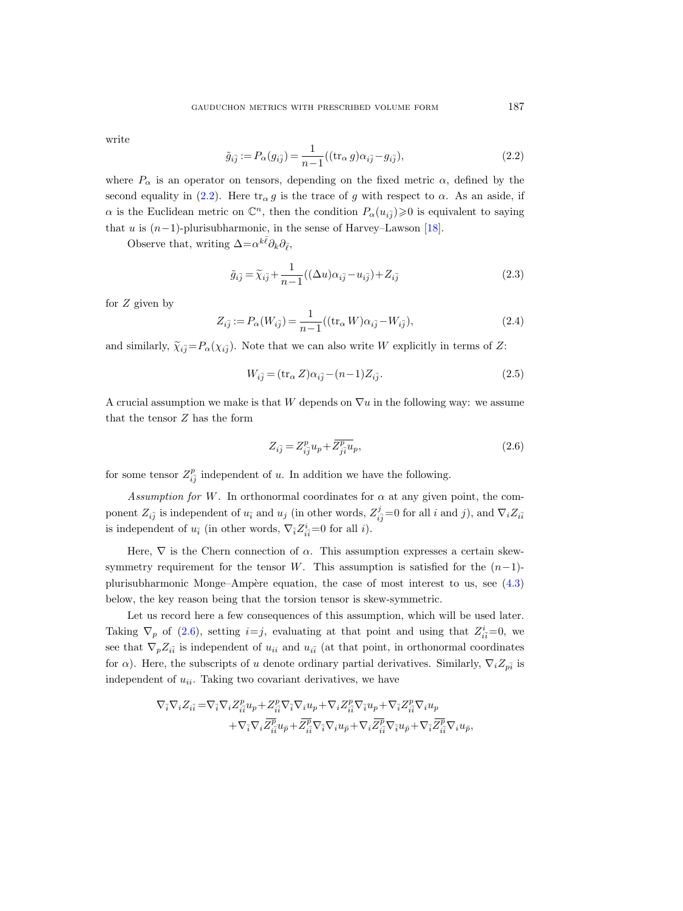write

$$\tilde{g}_{i\bar{j}} := P_\alpha(g_{i\bar{j}}) = \frac{1}{n-1}((\operatorname{tr}_\alpha g)\alpha_{i\bar{j}} - g_{i\bar{j}}), \tag{2.2}$$

where $P_\alpha$ is an operator on tensors, depending on the fixed metric $\alpha$, defined by the second equality in (2.2). Here $\operatorname{tr}_\alpha g$ is the trace of $g$ with respect to $\alpha$. As an aside, if $\alpha$ is the Euclidean metric on $\mathbb{C}^n$, then the condition $P_\alpha(u_{i\bar{j}}) \geqslant 0$ is equivalent to saying that $u$ is $(n-1)$-plurisubharmonic, in the sense of Harvey–Lawson [18].

Observe that, writing $\Delta = \alpha^{k\bar{\ell}}\partial_k\partial_{\bar{\ell}}$,

$$\tilde{g}_{i\bar{j}} = \widetilde{\chi}_{i\bar{j}} + \frac{1}{n-1}((\Delta u)\alpha_{i\bar{j}} - u_{i\bar{j}}) + Z_{i\bar{j}} \tag{2.3}$$

for $Z$ given by

$$Z_{i\bar{j}} := P_\alpha(W_{i\bar{j}}) = \frac{1}{n-1}((\operatorname{tr}_\alpha W)\alpha_{i\bar{j}} - W_{i\bar{j}}), \tag{2.4}$$

and similarly, $\widetilde{\chi}_{i\bar{j}} = P_\alpha(\chi_{i\bar{j}})$. Note that we can also write $W$ explicitly in terms of $Z$:

$$W_{i\bar{j}} = (\operatorname{tr}_\alpha Z)\alpha_{i\bar{j}} - (n-1)Z_{i\bar{j}}. \tag{2.5}$$

A crucial assumption we make is that $W$ depends on $\nabla u$ in the following way: we assume that the tensor $Z$ has the form

$$Z_{i\bar{j}} = Z^p_{i\bar{j}} u_p + \overline{Z^p_{j\bar{i}} u_p}, \tag{2.6}$$

for some tensor $Z^p_{i\bar{j}}$ independent of $u$. In addition we have the following.

*Assumption for $W$.* In orthonormal coordinates for $\alpha$ at any given point, the component $Z_{i\bar{j}}$ is independent of $u_{\bar{i}}$ and $u_j$ (in other words, $Z^j_{i\bar{j}} = 0$ for all $i$ and $j$), and $\nabla_i Z_{i\bar{i}}$ is independent of $u_{\bar{i}}$ (in other words, $\nabla_{\bar{i}} Z^i_{i\bar{i}} = 0$ for all $i$).

Here, $\nabla$ is the Chern connection of $\alpha$. This assumption expresses a certain skew-symmetry requirement for the tensor $W$. This assumption is satisfied for the $(n-1)$-plurisubharmonic Monge–Ampère equation, the case of most interest to us, see (4.3) below, the key reason being that the torsion tensor is skew-symmetric.

Let us record here a few consequences of this assumption, which will be used later. Taking $\nabla_p$ of (2.6), setting $i=j$, evaluating at that point and using that $Z^i_{i\bar{i}} = 0$, we see that $\nabla_p Z_{i\bar{i}}$ is independent of $u_{ii}$ and $u_{i\bar{i}}$ (at that point, in orthonormal coordinates for $\alpha$). Here, the subscripts of $u$ denote ordinary partial derivatives. Similarly, $\nabla_i Z_{p\bar{i}}$ is independent of $u_{ii}$. Taking two covariant derivatives, we have

$$\begin{aligned}
\nabla_{\bar{i}}\nabla_i Z_{i\bar{i}} = {} & \nabla_{\bar{i}}\nabla_i Z^p_{i\bar{i}} u_p + Z^p_{i\bar{i}} \nabla_{\bar{i}}\nabla_i u_p + \nabla_i Z^p_{i\bar{i}} \nabla_{\bar{i}} u_p + \nabla_{\bar{i}} Z^p_{i\bar{i}} \nabla_i u_p \\
& + \nabla_{\bar{i}}\nabla_i \overline{Z^p_{i\bar{i}}} u_{\bar{p}} + \overline{Z^p_{i\bar{i}}} \nabla_{\bar{i}}\nabla_i u_{\bar{p}} + \nabla_i \overline{Z^p_{i\bar{i}}} \nabla_{\bar{i}} u_{\bar{p}} + \nabla_{\bar{i}} \overline{Z^p_{i\bar{i}}} \nabla_i u_{\bar{p}},
\end{aligned}$$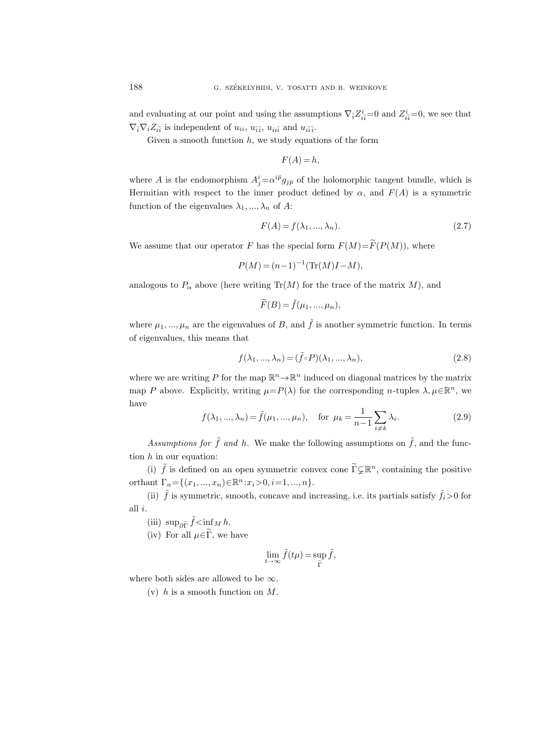and evaluating at our point and using the assumptions $\nabla_{\bar{i}} Z^{i}_{i\bar{i}}=0$ and $Z^{i}_{i\bar{i}}=0$, we see that $\nabla_{\bar{i}}\nabla_i Z_{i\bar{i}}$ is independent of $u_{ii}$, $u_{\bar{i}\bar{i}}$, $u_{ii\bar{i}}$ and $u_{i\bar{i}\bar{i}}$.

Given a smooth function $h$, we study equations of the form

$$F(A)=h,$$

where $A$ is the endomorphism $A^i_j=\alpha^{i\bar{p}}g_{j\bar{p}}$ of the holomorphic tangent bundle, which is Hermitian with respect to the inner product defined by $\alpha$, and $F(A)$ is a symmetric function of the eigenvalues $\lambda_1, ..., \lambda_n$ of $A$:

$$F(A)=f(\lambda_1, ..., \lambda_n). \tag{2.7}$$

We assume that our operator $F$ has the special form $F(M)=\widetilde{F}(P(M))$, where

$$P(M)=(n-1)^{-1}(\mathrm{Tr}(M)I-M),$$

analogous to $P_\alpha$ above (here writing $\mathrm{Tr}(M)$ for the trace of the matrix $M$), and

$$\widetilde{F}(B)=\tilde{f}(\mu_1, ..., \mu_n),$$

where $\mu_1, ..., \mu_n$ are the eigenvalues of $B$, and $\tilde{f}$ is another symmetric function. In terms of eigenvalues, this means that

$$f(\lambda_1, ..., \lambda_n)=(\tilde{f}\circ P)(\lambda_1, ..., \lambda_n), \tag{2.8}$$

where we are writing $P$ for the map $\mathbb{R}^n\to\mathbb{R}^n$ induced on diagonal matrices by the matrix map $P$ above. Explicitly, writing $\mu=P(\lambda)$ for the corresponding $n$-tuples $\lambda, \mu\in\mathbb{R}^n$, we have

$$f(\lambda_1, ..., \lambda_n)=\tilde{f}(\mu_1, ..., \mu_n), \quad \text{for } \mu_k=\frac{1}{n-1}\sum_{i\neq k}\lambda_i. \tag{2.9}$$

*Assumptions for $\tilde{f}$ and $h$.* We make the following assumptions on $\tilde{f}$, and the function $h$ in our equation:

(i) $\tilde{f}$ is defined on an open symmetric convex cone $\widetilde{\Gamma}\subsetneq\mathbb{R}^n$, containing the positive orthant $\Gamma_n=\{(x_1, ..., x_n)\in\mathbb{R}^n : x_i>0, i=1, ..., n\}$.

(ii) $\tilde{f}$ is symmetric, smooth, concave and increasing, i.e. its partials satisfy $\tilde{f}_i>0$ for all $i$.

(iii) $\sup_{\partial\widetilde{\Gamma}}\tilde{f}<\inf_M h$.

(iv) For all $\mu\in\widetilde{\Gamma}$, we have

$$\lim_{t\to\infty}\tilde{f}(t\mu)=\sup_{\widetilde{\Gamma}}\tilde{f},$$

where both sides are allowed to be $\infty$.

(v) $h$ is a smooth function on $M$.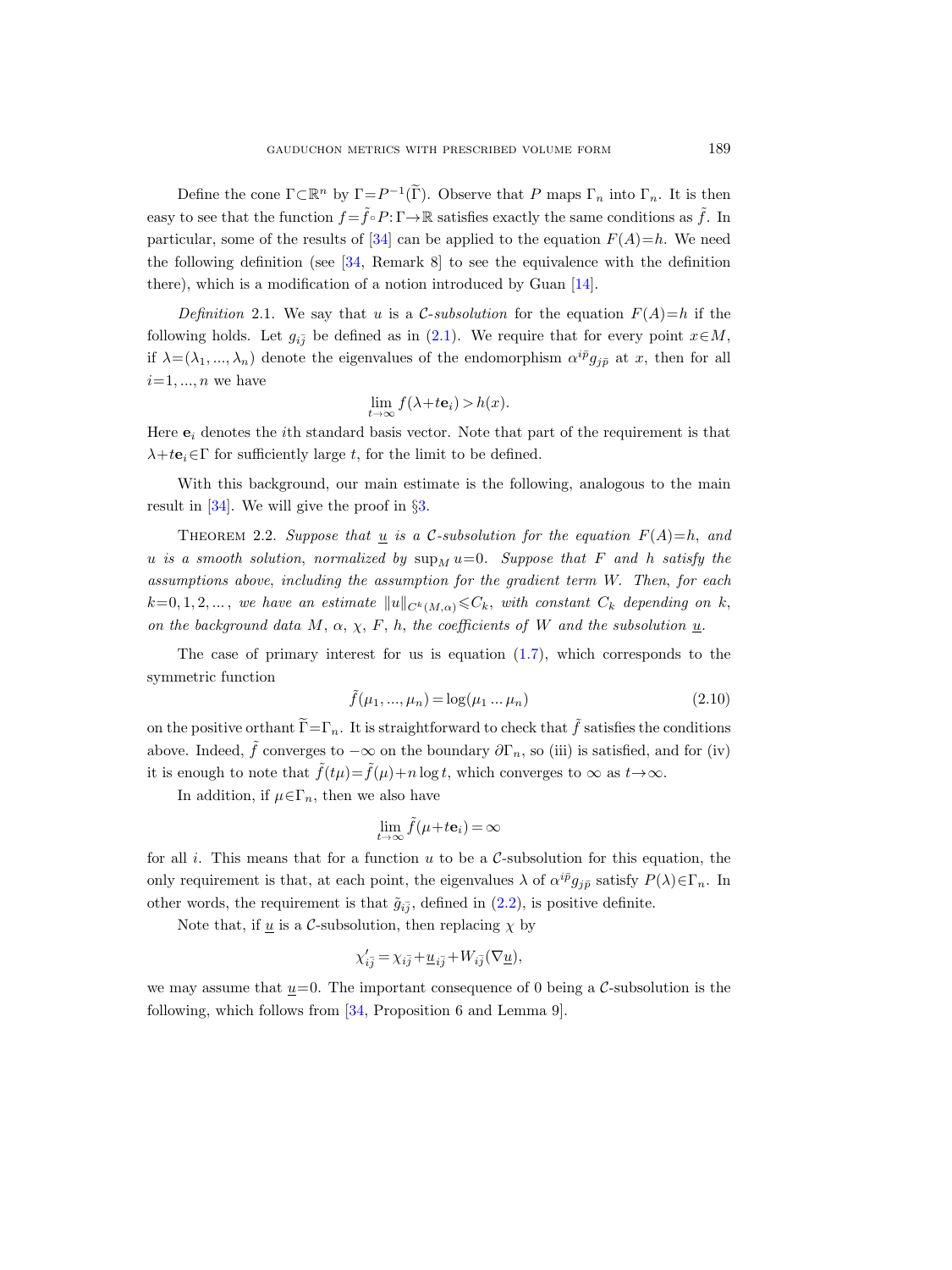Define the cone $\Gamma\subset\mathbb{R}^n$ by $\Gamma=P^{-1}(\widetilde{\Gamma})$. Observe that $P$ maps $\Gamma_n$ into $\Gamma_n$. It is then easy to see that the function $f=\tilde{f}\circ P\colon\Gamma\to\mathbb{R}$ satisfies exactly the same conditions as $\tilde{f}$. In particular, some of the results of [34] can be applied to the equation $F(A)=h$. We need the following definition (see [34, Remark 8] to see the equivalence with the definition there), which is a modification of a notion introduced by Guan [14].

*Definition* 2.1. We say that $u$ is a $\mathcal{C}$*-subsolution* for the equation $F(A)=h$ if the following holds. Let $g_{i\bar{j}}$ be defined as in (2.1). We require that for every point $x\in M$, if $\lambda=(\lambda_1,...,\lambda_n)$ denote the eigenvalues of the endomorphism $\alpha^{i\bar{p}}g_{j\bar{p}}$ at $x$, then for all $i=1,...,n$ we have

$$\lim_{t\to\infty} f(\lambda+t\mathbf{e}_i)>h(x).$$

Here $\mathbf{e}_i$ denotes the $i$th standard basis vector. Note that part of the requirement is that $\lambda+t\mathbf{e}_i\in\Gamma$ for sufficiently large $t$, for the limit to be defined.

With this background, our main estimate is the following, analogous to the main result in [34]. We will give the proof in §3.

Theorem 2.2. *Suppose that $\underline{u}$ is a $\mathcal{C}$-subsolution for the equation $F(A)=h$, and $u$ is a smooth solution, normalized by $\sup_M u=0$. Suppose that $F$ and $h$ satisfy the assumptions above, including the assumption for the gradient term $W$. Then, for each $k=0,1,2,...,$ we have an estimate $\|u\|_{C^k(M,\alpha)}\leqslant C_k$, with constant $C_k$ depending on $k$, on the background data $M$, $\alpha$, $\chi$, $F$, $h$, the coefficients of $W$ and the subsolution $\underline{u}$.*

The case of primary interest for us is equation (1.7), which corresponds to the symmetric function

$$\tilde{f}(\mu_1,...,\mu_n)=\log(\mu_1\ldots\mu_n) \tag{2.10}$$

on the positive orthant $\widetilde{\Gamma}=\Gamma_n$. It is straightforward to check that $\tilde{f}$ satisfies the conditions above. Indeed, $\tilde{f}$ converges to $-\infty$ on the boundary $\partial\Gamma_n$, so (iii) is satisfied, and for (iv) it is enough to note that $\tilde{f}(t\mu)=\tilde{f}(\mu)+n\log t$, which converges to $\infty$ as $t\to\infty$.

In addition, if $\mu\in\Gamma_n$, then we also have

$$\lim_{t\to\infty}\tilde{f}(\mu+t\mathbf{e}_i)=\infty$$

for all $i$. This means that for a function $u$ to be a $\mathcal{C}$-subsolution for this equation, the only requirement is that, at each point, the eigenvalues $\lambda$ of $\alpha^{i\bar{p}}g_{j\bar{p}}$ satisfy $P(\lambda)\in\Gamma_n$. In other words, the requirement is that $\tilde{g}_{i\bar{j}}$, defined in (2.2), is positive definite.

Note that, if $\underline{u}$ is a $\mathcal{C}$-subsolution, then replacing $\chi$ by

$$\chi'_{i\bar{j}}=\chi_{i\bar{j}}+\underline{u}_{i\bar{j}}+W_{i\bar{j}}(\nabla\underline{u}),$$

we may assume that $\underline{u}=0$. The important consequence of 0 being a $\mathcal{C}$-subsolution is the following, which follows from [34, Proposition 6 and Lemma 9].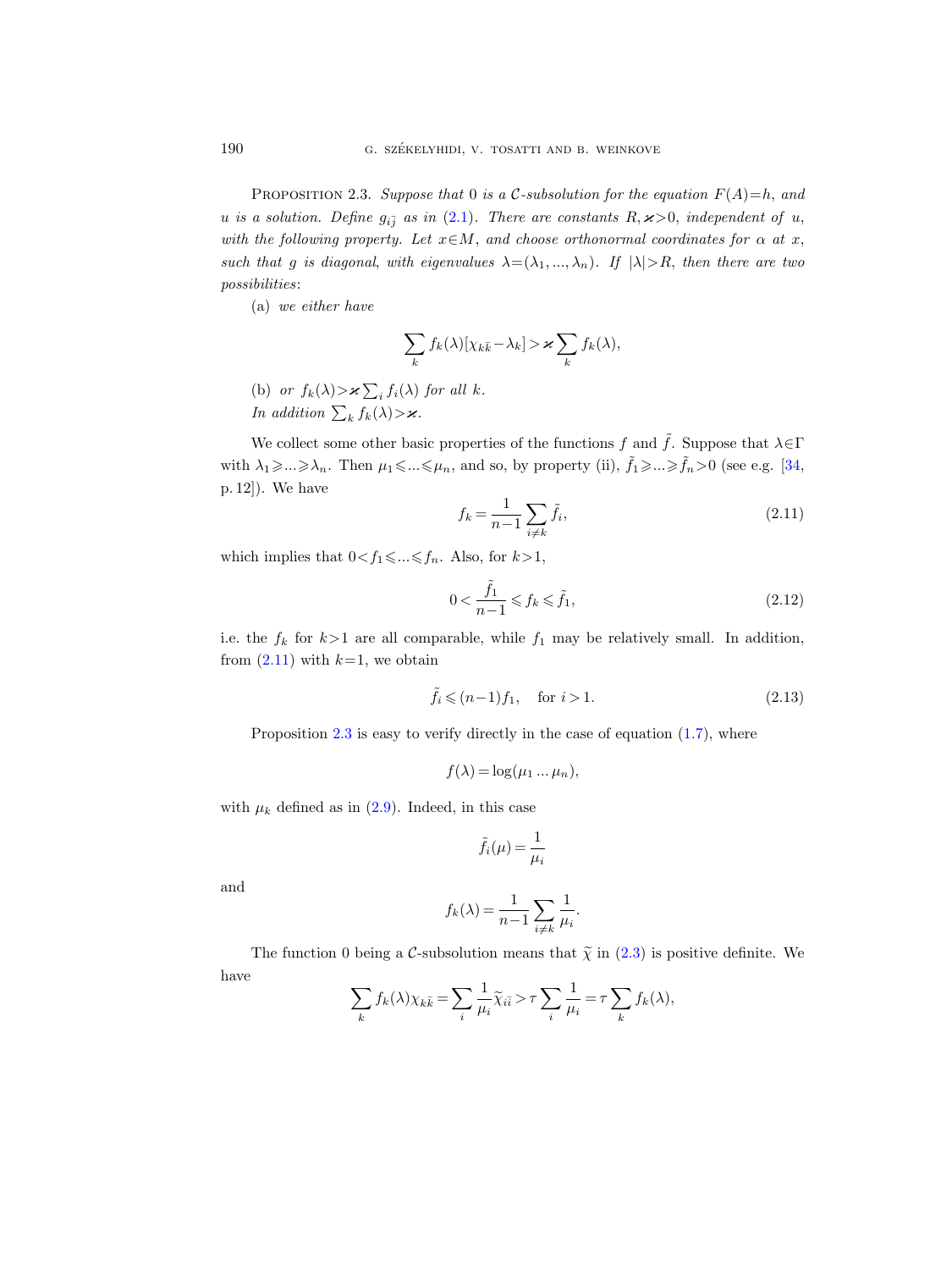Proposition 2.3. *Suppose that* 0 *is a* $\mathcal{C}$*-subsolution for the equation* $F(A)=h$*, and* $u$ *is a solution. Define* $g_{i\bar{j}}$ *as in* (2.1). *There are constants* $R, \varkappa>0$*, independent of* $u$*, with the following property. Let* $x\in M$*, and choose orthonormal coordinates for* $\alpha$ *at* $x$*, such that* $g$ *is diagonal, with eigenvalues* $\lambda=(\lambda_1, ..., \lambda_n)$*. If* $|\lambda|>R$*, then there are two possibilities*:

(a) *we either have*

$$\sum_k f_k(\lambda)[\chi_{k\bar{k}}-\lambda_k] > \varkappa \sum_k f_k(\lambda),$$

(b) *or* $f_k(\lambda)>\varkappa\sum_i f_i(\lambda)$ *for all* $k$.

*In addition* $\sum_k f_k(\lambda)>\varkappa$.

We collect some other basic properties of the functions $f$ and $\tilde{f}$. Suppose that $\lambda\in\Gamma$ with $\lambda_1\geqslant ...\geqslant\lambda_n$. Then $\mu_1\leqslant ...\leqslant \mu_n$, and so, by property (ii), $\tilde{f}_1\geqslant ...\geqslant \tilde{f}_n>0$ (see e.g. [34, p. 12]). We have

$$f_k = \frac{1}{n-1}\sum_{i\neq k}\tilde{f}_i, \tag{2.11}$$

which implies that $0<f_1\leqslant ...\leqslant f_n$. Also, for $k>1$,

$$0<\frac{\tilde{f}_1}{n-1}\leqslant f_k\leqslant \tilde{f}_1, \tag{2.12}$$

i.e. the $f_k$ for $k>1$ are all comparable, while $f_1$ may be relatively small. In addition, from (2.11) with $k=1$, we obtain

$$\tilde{f}_i\leqslant (n-1)f_1, \quad \text{for } i>1. \tag{2.13}$$

Proposition 2.3 is easy to verify directly in the case of equation (1.7), where

$$f(\lambda)=\log(\mu_1 ... \mu_n),$$

with $\mu_k$ defined as in (2.9). Indeed, in this case

$$\tilde{f}_i(\mu)=\frac{1}{\mu_i}$$

and

$$f_k(\lambda)=\frac{1}{n-1}\sum_{i\neq k}\frac{1}{\mu_i}.$$

The function 0 being a $\mathcal{C}$-subsolution means that $\widetilde{\chi}$ in (2.3) is positive definite. We have

$$\sum_k f_k(\lambda)\chi_{k\bar{k}}=\sum_i\frac{1}{\mu_i}\widetilde{\chi}_{i\bar{i}}>\tau\sum_i\frac{1}{\mu_i}=\tau\sum_k f_k(\lambda),$$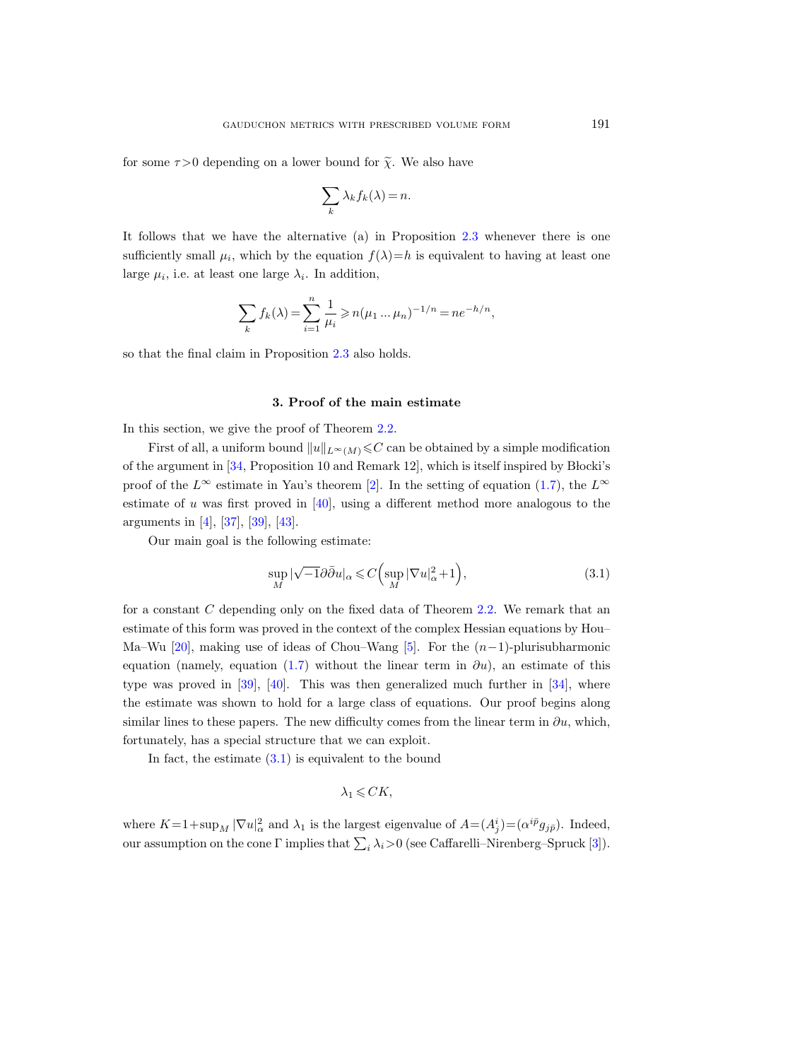for some $\tau > 0$ depending on a lower bound for $\widetilde{\chi}$. We also have

$$\sum_k \lambda_k f_k(\lambda) = n.$$

It follows that we have the alternative (a) in Proposition 2.3 whenever there is one sufficiently small $\mu_i$, which by the equation $f(\lambda) = h$ is equivalent to having at least one large $\mu_i$, i.e. at least one large $\lambda_i$. In addition,

$$\sum_k f_k(\lambda) = \sum_{i=1}^n \frac{1}{\mu_i} \geqslant n(\mu_1 \dots \mu_n)^{-1/n} = ne^{-h/n},$$

so that the final claim in Proposition 2.3 also holds.

## 3. Proof of the main estimate

In this section, we give the proof of Theorem 2.2.

First of all, a uniform bound $\|u\|_{L^\infty(M)} \leqslant C$ can be obtained by a simple modification of the argument in [34, Proposition 10 and Remark 12], which is itself inspired by Błocki's proof of the $L^\infty$ estimate in Yau's theorem [2]. In the setting of equation (1.7), the $L^\infty$ estimate of $u$ was first proved in [40], using a different method more analogous to the arguments in [4], [37], [39], [43].

Our main goal is the following estimate:

$$\sup_M |\sqrt{-1}\partial\bar{\partial} u|_\alpha \leqslant C\Big(\sup_M |\nabla u|_\alpha^2 + 1\Big), \tag{3.1}$$

for a constant $C$ depending only on the fixed data of Theorem 2.2. We remark that an estimate of this form was proved in the context of the complex Hessian equations by Hou–Ma–Wu [20], making use of ideas of Chou–Wang [5]. For the $(n-1)$-plurisubharmonic equation (namely, equation (1.7) without the linear term in $\partial u$), an estimate of this type was proved in [39], [40]. This was then generalized much further in [34], where the estimate was shown to hold for a large class of equations. Our proof begins along similar lines to these papers. The new difficulty comes from the linear term in $\partial u$, which, fortunately, has a special structure that we can exploit.

In fact, the estimate (3.1) is equivalent to the bound

$$\lambda_1 \leqslant CK,$$

where $K = 1 + \sup_M |\nabla u|_\alpha^2$ and $\lambda_1$ is the largest eigenvalue of $A = (A^i_j) = (\alpha^{i\bar{p}} g_{j\bar{p}})$. Indeed, our assumption on the cone $\Gamma$ implies that $\sum_i \lambda_i > 0$ (see Caffarelli–Nirenberg–Spruck [3]).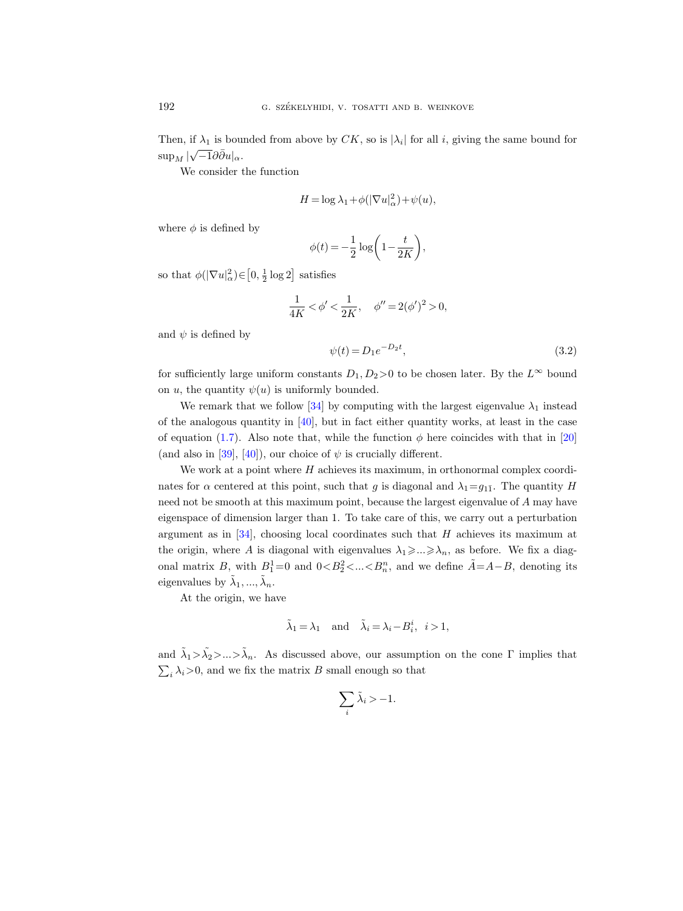Then, if $\lambda_1$ is bounded from above by $CK$, so is $|\lambda_i|$ for all $i$, giving the same bound for $\sup_M |\sqrt{-1}\partial\bar{\partial}u|_\alpha$.

We consider the function

$$H = \log \lambda_1 + \phi(|\nabla u|_\alpha^2) + \psi(u),$$

where $\phi$ is defined by

$$\phi(t) = -\frac{1}{2}\log\left(1 - \frac{t}{2K}\right),$$

so that $\phi(|\nabla u|_\alpha^2) \in \left[0, \frac{1}{2}\log 2\right]$ satisfies

$$\frac{1}{4K} < \phi' < \frac{1}{2K}, \quad \phi'' = 2(\phi')^2 > 0,$$

and $\psi$ is defined by

$$\psi(t) = D_1 e^{-D_2 t}, \tag{3.2}$$

for sufficiently large uniform constants $D_1, D_2 > 0$ to be chosen later. By the $L^\infty$ bound on $u$, the quantity $\psi(u)$ is uniformly bounded.

We remark that we follow [34] by computing with the largest eigenvalue $\lambda_1$ instead of the analogous quantity in [40], but in fact either quantity works, at least in the case of equation (1.7). Also note that, while the function $\phi$ here coincides with that in [20] (and also in [39], [40]), our choice of $\psi$ is crucially different.

We work at a point where $H$ achieves its maximum, in orthonormal complex coordinates for $\alpha$ centered at this point, such that $g$ is diagonal and $\lambda_1 = g_{1\bar{1}}$. The quantity $H$ need not be smooth at this maximum point, because the largest eigenvalue of $A$ may have eigenspace of dimension larger than 1. To take care of this, we carry out a perturbation argument as in [34], choosing local coordinates such that $H$ achieves its maximum at the origin, where $A$ is diagonal with eigenvalues $\lambda_1 \geqslant \ldots \geqslant \lambda_n$, as before. We fix a diagonal matrix $B$, with $B_1^1 = 0$ and $0 < B_2^2 < \ldots < B_n^n$, and we define $\tilde{A} = A - B$, denoting its eigenvalues by $\tilde{\lambda}_1, \ldots, \tilde{\lambda}_n$.

At the origin, we have

$$\tilde{\lambda}_1 = \lambda_1 \quad \text{and} \quad \tilde{\lambda}_i = \lambda_i - B_i^i, \ \ i > 1,$$

and $\tilde{\lambda}_1 > \tilde{\lambda}_2 > \ldots > \tilde{\lambda}_n$. As discussed above, our assumption on the cone $\Gamma$ implies that $\sum_i \lambda_i > 0$, and we fix the matrix $B$ small enough so that

$$\sum_i \tilde{\lambda}_i > -1.$$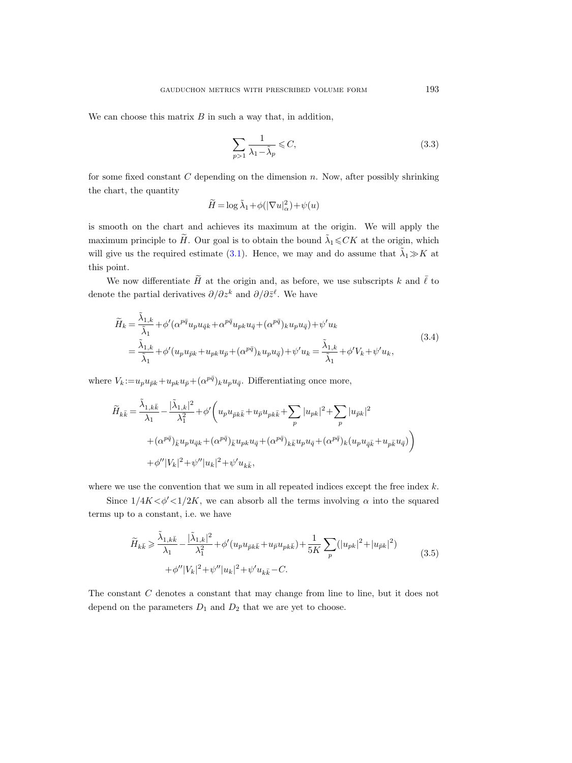We can choose this matrix $B$ in such a way that, in addition,

$$\sum_{p>1} \frac{1}{\lambda_1 - \tilde{\lambda}_p} \leqslant C, \tag{3.3}$$

for some fixed constant $C$ depending on the dimension $n$. Now, after possibly shrinking the chart, the quantity

$$\widetilde{H} = \log \tilde{\lambda}_1 + \phi(|\nabla u|^2_\alpha) + \psi(u)$$

is smooth on the chart and achieves its maximum at the origin. We will apply the maximum principle to $\widetilde{H}$. Our goal is to obtain the bound $\tilde{\lambda}_1 \leqslant CK$ at the origin, which will give us the required estimate (3.1). Hence, we may and do assume that $\tilde{\lambda}_1 \gg K$ at this point.

We now differentiate $\widetilde{H}$ at the origin and, as before, we use subscripts $k$ and $\bar{\ell}$ to denote the partial derivatives $\partial/\partial z^k$ and $\partial/\partial \bar{z}^\ell$. We have

$$\begin{aligned}
\widetilde{H}_k &= \frac{\tilde{\lambda}_{1,k}}{\tilde{\lambda}_1} + \phi'(\alpha^{p\bar{q}} u_p u_{\bar{q}k} + \alpha^{p\bar{q}} u_{pk} u_{\bar{q}} + (\alpha^{p\bar{q}})_k u_p u_{\bar{q}}) + \psi' u_k \\
&= \frac{\tilde{\lambda}_{1,k}}{\tilde{\lambda}_1} + \phi'(u_p u_{\bar{p}k} + u_{pk} u_{\bar{p}} + (\alpha^{p\bar{q}})_k u_p u_{\bar{q}}) + \psi' u_k = \frac{\tilde{\lambda}_{1,k}}{\tilde{\lambda}_1} + \phi' V_k + \psi' u_k,
\end{aligned} \tag{3.4}$$

where $V_k := u_p u_{\bar{p}k} + u_{pk} u_{\bar{p}} + (\alpha^{p\bar{q}})_k u_p u_{\bar{q}}$. Differentiating once more,

$$\begin{aligned}
\widetilde{H}_{k\bar{k}} = \frac{\tilde{\lambda}_{1,k\bar{k}}}{\lambda_1} - \frac{|\tilde{\lambda}_{1,k}|^2}{\lambda_1^2} &+ \phi' \bigg( u_p u_{\bar{p}k\bar{k}} + u_{\bar{p}} u_{pk\bar{k}} + \sum_p |u_{pk}|^2 + \sum_p |u_{\bar{p}k}|^2 \\
&+ (\alpha^{p\bar{q}})_{\bar{k}} u_p u_{\bar{q}k} + (\alpha^{p\bar{q}})_{\bar{k}} u_{pk} u_{\bar{q}} + (\alpha^{p\bar{q}})_{k\bar{k}} u_p u_{\bar{q}} + (\alpha^{p\bar{q}})_k (u_p u_{\bar{q}\bar{k}} + u_{p\bar{k}} u_{\bar{q}}) \bigg) \\
&+ \phi'' |V_k|^2 + \psi'' |u_k|^2 + \psi' u_{k\bar{k}},
\end{aligned}$$

where we use the convention that we sum in all repeated indices except the free index $k$.

Since $1/4K < \phi' < 1/2K$, we can absorb all the terms involving $\alpha$ into the squared terms up to a constant, i.e. we have

$$\begin{aligned}
\widetilde{H}_{k\bar{k}} \geqslant \frac{\tilde{\lambda}_{1,k\bar{k}}}{\lambda_1} - \frac{|\tilde{\lambda}_{1,k}|^2}{\lambda_1^2} &+ \phi'(u_p u_{\bar{p}k\bar{k}} + u_{\bar{p}} u_{pk\bar{k}}) + \frac{1}{5K} \sum_p (|u_{pk}|^2 + |u_{\bar{p}k}|^2) \\
&+ \phi'' |V_k|^2 + \psi'' |u_k|^2 + \psi' u_{k\bar{k}} - C.
\end{aligned} \tag{3.5}$$

The constant $C$ denotes a constant that may change from line to line, but it does not depend on the parameters $D_1$ and $D_2$ that we are yet to choose.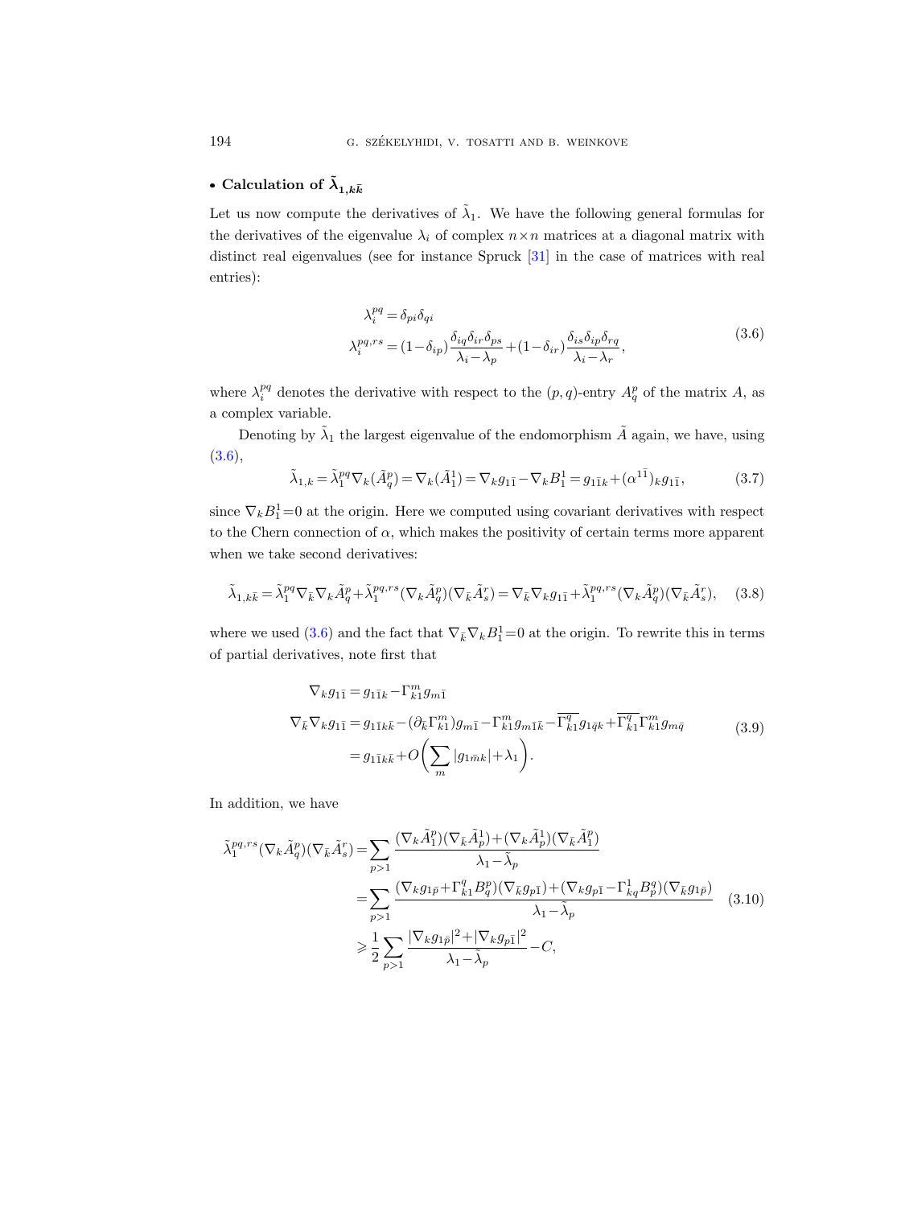- **Calculation of $\tilde{\lambda}_{1,k\bar{k}}$**

Let us now compute the derivatives of $\tilde{\lambda}_1$. We have the following general formulas for the derivatives of the eigenvalue $\lambda_i$ of complex $n \times n$ matrices at a diagonal matrix with distinct real eigenvalues (see for instance Spruck [31] in the case of matrices with real entries):

$$
\begin{aligned}
\lambda_i^{pq} &= \delta_{pi}\delta_{qi} \\
\lambda_i^{pq,rs} &= (1-\delta_{ip})\frac{\delta_{iq}\delta_{ir}\delta_{ps}}{\lambda_i-\lambda_p} + (1-\delta_{ir})\frac{\delta_{is}\delta_{ip}\delta_{rq}}{\lambda_i-\lambda_r},
\end{aligned}
\tag{3.6}
$$

where $\lambda_i^{pq}$ denotes the derivative with respect to the $(p,q)$-entry $A_q^p$ of the matrix $A$, as a complex variable.

Denoting by $\tilde{\lambda}_1$ the largest eigenvalue of the endomorphism $\tilde{A}$ again, we have, using (3.6),

$$
\tilde{\lambda}_{1,k} = \tilde{\lambda}_1^{pq}\nabla_k(\tilde{A}_q^p) = \nabla_k(\tilde{A}_1^1) = \nabla_k g_{1\bar{1}} - \nabla_k B_1^1 = g_{1\bar{1}k} + (\alpha^{1\bar{1}})_k g_{1\bar{1}}, \tag{3.7}
$$

since $\nabla_k B_1^1 = 0$ at the origin. Here we computed using covariant derivatives with respect to the Chern connection of $\alpha$, which makes the positivity of certain terms more apparent when we take second derivatives:

$$
\tilde{\lambda}_{1,k\bar{k}} = \tilde{\lambda}_1^{pq}\nabla_{\bar{k}}\nabla_k\tilde{A}_q^p + \tilde{\lambda}_1^{pq,rs}(\nabla_k\tilde{A}_q^p)(\nabla_{\bar{k}}\tilde{A}_s^r) = \nabla_{\bar{k}}\nabla_k g_{1\bar{1}} + \tilde{\lambda}_1^{pq,rs}(\nabla_k\tilde{A}_q^p)(\nabla_{\bar{k}}\tilde{A}_s^r), \tag{3.8}
$$

where we used (3.6) and the fact that $\nabla_{\bar{k}}\nabla_k B_1^1 = 0$ at the origin. To rewrite this in terms of partial derivatives, note first that

$$
\begin{aligned}
\nabla_k g_{1\bar{1}} &= g_{1\bar{1}k} - \Gamma_{k1}^m g_{m\bar{1}} \\
\nabla_{\bar{k}}\nabla_k g_{1\bar{1}} &= g_{1\bar{1}k\bar{k}} - (\partial_{\bar{k}}\Gamma_{k1}^m)g_{m\bar{1}} - \Gamma_{k1}^m g_{m\bar{1}\bar{k}} - \overline{\Gamma_{k1}^q} g_{1\bar{q}k} + \overline{\Gamma_{k1}^q}\Gamma_{k1}^m g_{m\bar{q}} \\
&= g_{1\bar{1}k\bar{k}} + O\biggl(\sum_m |g_{1\bar{m}k}| + \lambda_1\biggr).
\end{aligned}
\tag{3.9}
$$

In addition, we have

$$
\begin{aligned}
\tilde{\lambda}_1^{pq,rs}(\nabla_k\tilde{A}_q^p)(\nabla_{\bar{k}}\tilde{A}_s^r) &= \sum_{p>1}\frac{(\nabla_k\tilde{A}_1^p)(\nabla_{\bar{k}}\tilde{A}_p^1) + (\nabla_k\tilde{A}_p^1)(\nabla_{\bar{k}}\tilde{A}_1^p)}{\lambda_1 - \tilde{\lambda}_p} \\
&= \sum_{p>1}\frac{(\nabla_k g_{1\bar{p}} + \Gamma_{k1}^q B_q^p)(\nabla_{\bar{k}} g_{p\bar{1}}) + (\nabla_k g_{p\bar{1}} - \Gamma_{kq}^1 B_p^q)(\nabla_{\bar{k}} g_{1\bar{p}})}{\lambda_1 - \tilde{\lambda}_p} \\
&\geqslant \frac{1}{2}\sum_{p>1}\frac{|\nabla_k g_{1\bar{p}}|^2 + |\nabla_k g_{p\bar{1}}|^2}{\lambda_1 - \tilde{\lambda}_p} - C,
\end{aligned}
\tag{3.10}
$$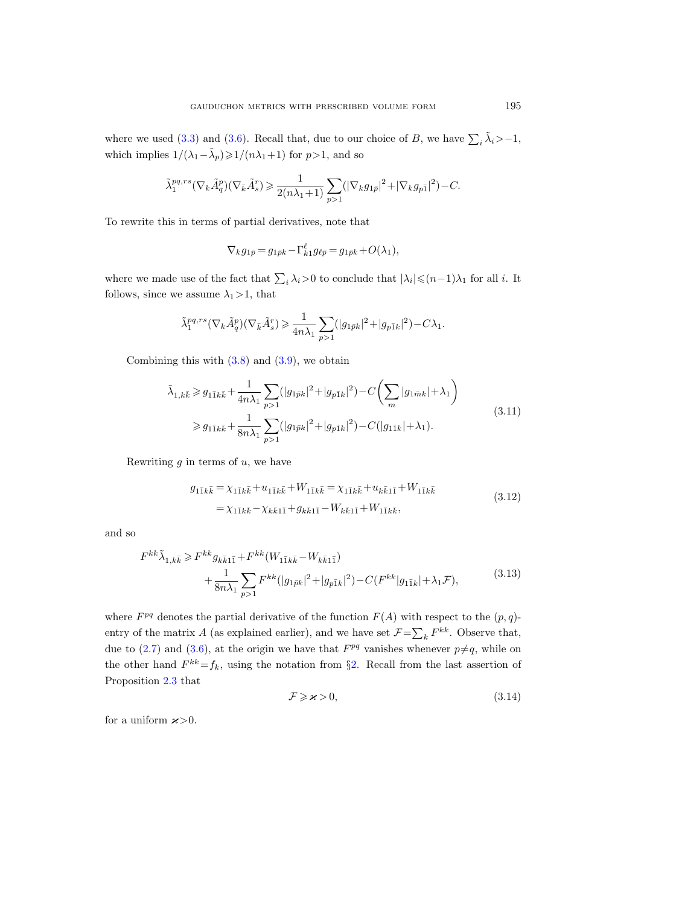where we used (3.3) and (3.6). Recall that, due to our choice of $B$, we have $\sum_i \tilde{\lambda}_i > -1$, which implies $1/(\lambda_1 - \tilde{\lambda}_p) \geqslant 1/(n\lambda_1 + 1)$ for $p>1$, and so

$$\tilde{\lambda}_1^{pq,rs}(\nabla_k \tilde{A}_q^p)(\nabla_{\bar{k}} \tilde{A}_s^r) \geqslant \frac{1}{2(n\lambda_1+1)} \sum_{p>1} (|\nabla_k g_{1\bar{p}}|^2 + |\nabla_k g_{p\bar{1}}|^2) - C.$$

To rewrite this in terms of partial derivatives, note that

$$\nabla_k g_{1\bar{p}} = g_{1\bar{p}k} - \Gamma_{k1}^{\ell} g_{\ell\bar{p}} = g_{1\bar{p}k} + O(\lambda_1),$$

where we made use of the fact that $\sum_i \lambda_i > 0$ to conclude that $|\lambda_i| \leqslant (n-1)\lambda_1$ for all $i$. It follows, since we assume $\lambda_1 > 1$, that

$$\tilde{\lambda}_1^{pq,rs}(\nabla_k \tilde{A}_q^p)(\nabla_{\bar{k}} \tilde{A}_s^r) \geqslant \frac{1}{4n\lambda_1} \sum_{p>1} (|g_{1\bar{p}k}|^2 + |g_{p\bar{1}k}|^2) - C\lambda_1.$$

Combining this with (3.8) and (3.9), we obtain

$$\begin{aligned}
\tilde{\lambda}_{1,k\bar{k}} &\geqslant g_{1\bar{1}k\bar{k}} + \frac{1}{4n\lambda_1} \sum_{p>1} (|g_{1\bar{p}k}|^2 + |g_{p\bar{1}k}|^2) - C\bigg(\sum_m |g_{1\bar{m}k}| + \lambda_1\bigg) \\
&\geqslant g_{1\bar{1}k\bar{k}} + \frac{1}{8n\lambda_1} \sum_{p>1} (|g_{1\bar{p}k}|^2 + |g_{p\bar{1}k}|^2) - C(|g_{1\bar{1}k}| + \lambda_1).
\end{aligned} \tag{3.11}$$

Rewriting $g$ in terms of $u$, we have

$$\begin{aligned}
g_{1\bar{1}k\bar{k}} &= \chi_{1\bar{1}k\bar{k}} + u_{1\bar{1}k\bar{k}} + W_{1\bar{1}k\bar{k}} = \chi_{1\bar{1}k\bar{k}} + u_{k\bar{k}1\bar{1}} + W_{1\bar{1}k\bar{k}} \\
&= \chi_{1\bar{1}k\bar{k}} - \chi_{k\bar{k}1\bar{1}} + g_{k\bar{k}1\bar{1}} - W_{k\bar{k}1\bar{1}} + W_{1\bar{1}k\bar{k}},
\end{aligned} \tag{3.12}$$

and so

$$\begin{aligned}
F^{kk}\tilde{\lambda}_{1,k\bar{k}} \geqslant{}& F^{kk} g_{k\bar{k}1\bar{1}} + F^{kk}(W_{1\bar{1}k\bar{k}} - W_{k\bar{k}1\bar{1}}) \\
&+ \frac{1}{8n\lambda_1} \sum_{p>1} F^{kk}(|g_{1\bar{p}k}|^2 + |g_{p\bar{1}k}|^2) - C(F^{kk}|g_{1\bar{1}k}| + \lambda_1 \mathcal{F}),
\end{aligned} \tag{3.13}$$

where $F^{pq}$ denotes the partial derivative of the function $F(A)$ with respect to the $(p,q)$-entry of the matrix $A$ (as explained earlier), and we have set $\mathcal{F} = \sum_k F^{kk}$. Observe that, due to (2.7) and (3.6), at the origin we have that $F^{pq}$ vanishes whenever $p \neq q$, while on the other hand $F^{kk} = f_k$, using the notation from §2. Recall from the last assertion of Proposition 2.3 that

$$\mathcal{F} \geqslant \varkappa > 0, \tag{3.14}$$

for a uniform $\varkappa > 0$.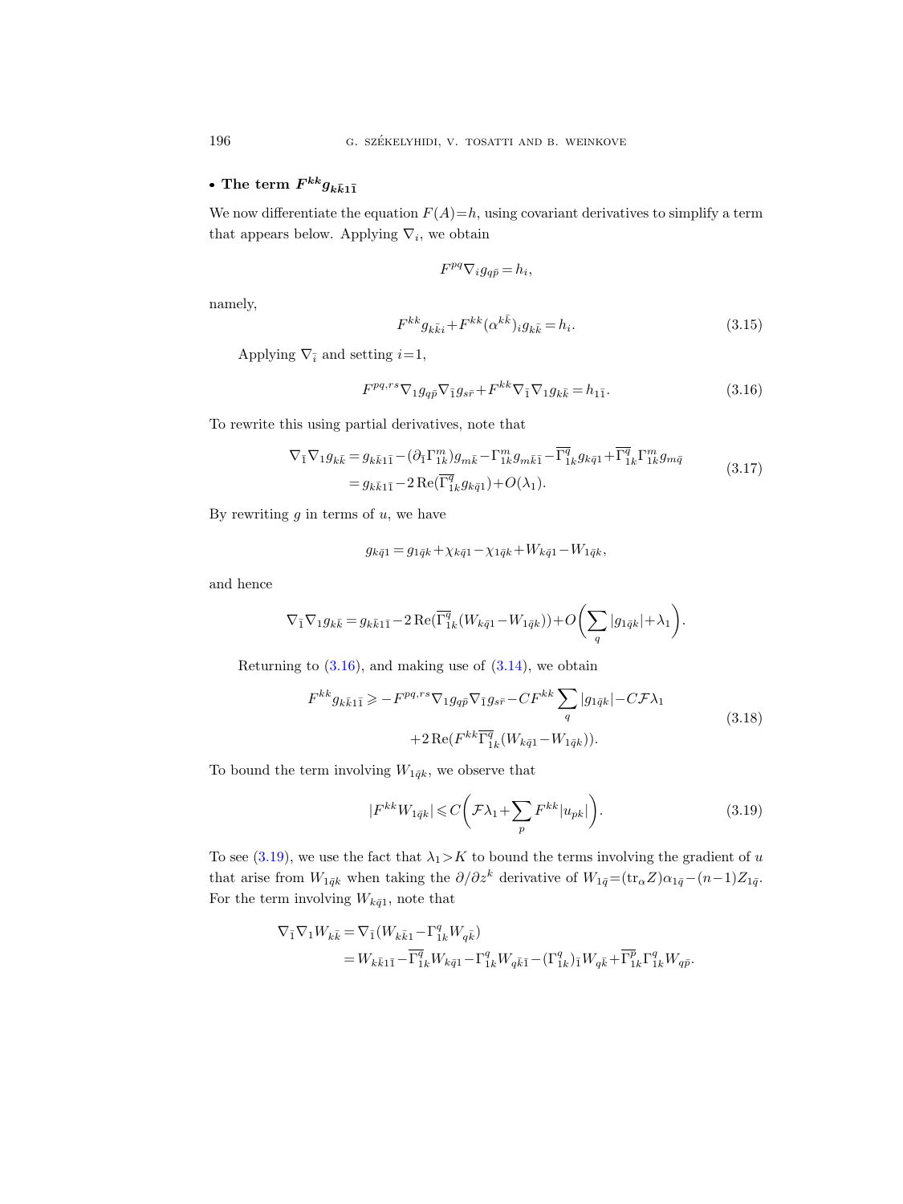- **The term $F^{kk} g_{k\bar{k}1\bar{1}}$**

We now differentiate the equation $F(A)=h$, using covariant derivatives to simplify a term that appears below. Applying $\nabla_i$, we obtain

$$F^{pq} \nabla_i g_{q\bar{p}} = h_i,$$

namely,

$$F^{kk} g_{k\bar{k}i} + F^{kk} (\alpha^{k\bar{k}})_i g_{k\bar{k}} = h_i. \tag{3.15}$$

Applying $\nabla_{\bar{i}}$ and setting $i=1$,

$$F^{pq,rs} \nabla_1 g_{q\bar{p}} \nabla_{\bar{1}} g_{s\bar{r}} + F^{kk} \nabla_{\bar{1}} \nabla_1 g_{k\bar{k}} = h_{1\bar{1}}. \tag{3.16}$$

To rewrite this using partial derivatives, note that

$$\begin{aligned} \nabla_{\bar{1}} \nabla_1 g_{k\bar{k}} &= g_{k\bar{k}1\bar{1}} - (\partial_{\bar{1}} \Gamma^m_{1k}) g_{m\bar{k}} - \Gamma^m_{1k} g_{m\bar{k}\bar{1}} - \overline{\Gamma^q_{1k}} g_{k\bar{q}1} + \overline{\Gamma^q_{1k}} \Gamma^m_{1k} g_{m\bar{q}} \\ &= g_{k\bar{k}1\bar{1}} - 2\,\mathrm{Re}(\overline{\Gamma^q_{1k}} g_{k\bar{q}1}) + O(\lambda_1). \end{aligned} \tag{3.17}$$

By rewriting $g$ in terms of $u$, we have

$$g_{k\bar{q}1} = g_{1\bar{q}k} + \chi_{k\bar{q}1} - \chi_{1\bar{q}k} + W_{k\bar{q}1} - W_{1\bar{q}k},$$

and hence

$$\nabla_{\bar{1}} \nabla_1 g_{k\bar{k}} = g_{k\bar{k}1\bar{1}} - 2\,\mathrm{Re}(\overline{\Gamma^q_{1k}} (W_{k\bar{q}1} - W_{1\bar{q}k})) + O\bigg(\sum_q |g_{1\bar{q}k}| + \lambda_1\bigg).$$

Returning to (3.16), and making use of (3.14), we obtain

$$\begin{aligned} F^{kk} g_{k\bar{k}1\bar{1}} \geqslant & -F^{pq,rs} \nabla_1 g_{q\bar{p}} \nabla_{\bar{1}} g_{s\bar{r}} - C F^{kk} \sum_q |g_{1\bar{q}k}| - C\mathcal{F}\lambda_1 \\ & + 2\,\mathrm{Re}(F^{kk} \overline{\Gamma^q_{1k}} (W_{k\bar{q}1} - W_{1\bar{q}k})). \end{aligned} \tag{3.18}$$

To bound the term involving $W_{1\bar{q}k}$, we observe that

$$|F^{kk} W_{1\bar{q}k}| \leqslant C\bigg(\mathcal{F}\lambda_1 + \sum_p F^{kk} |u_{pk}|\bigg). \tag{3.19}$$

To see (3.19), we use the fact that $\lambda_1 > K$ to bound the terms involving the gradient of $u$ that arise from $W_{1\bar{q}k}$ when taking the $\partial/\partial z^k$ derivative of $W_{1\bar{q}} = (\mathrm{tr}_\alpha Z)\alpha_{1\bar{q}} - (n-1) Z_{1\bar{q}}$. For the term involving $W_{k\bar{q}1}$, note that

$$\begin{aligned} \nabla_{\bar{1}} \nabla_1 W_{k\bar{k}} &= \nabla_{\bar{1}} (W_{k\bar{k}1} - \Gamma^q_{1k} W_{q\bar{k}}) \\ &= W_{k\bar{k}1\bar{1}} - \overline{\Gamma^q_{1k}} W_{k\bar{q}1} - \Gamma^q_{1k} W_{q\bar{k}\bar{1}} - (\Gamma^q_{1k})_{\bar{1}} W_{q\bar{k}} + \overline{\Gamma^p_{1k}} \Gamma^q_{1k} W_{q\bar{p}}. \end{aligned}$$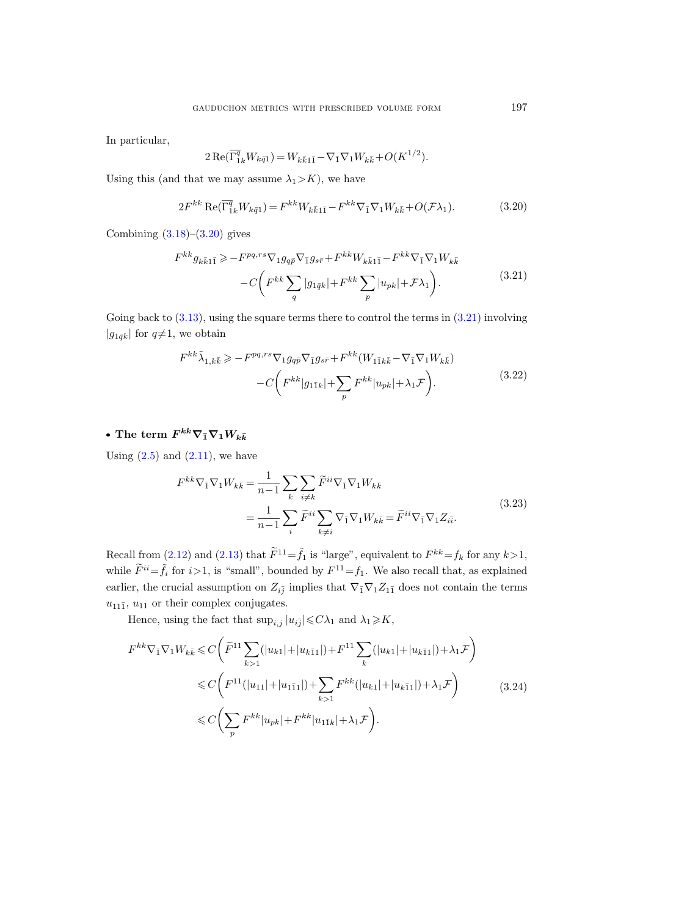In particular,

$$2\,\mathrm{Re}(\overline{\Gamma^{q}_{1k}}W_{k\bar q 1}) = W_{k\bar k 1\bar 1} - \nabla_{\bar 1}\nabla_1 W_{k\bar k} + O(K^{1/2}).$$

Using this (and that we may assume $\lambda_1 > K$), we have

$$2F^{kk}\,\mathrm{Re}(\overline{\Gamma^{q}_{1k}}W_{k\bar q 1}) = F^{kk}W_{k\bar k 1\bar 1} - F^{kk}\nabla_{\bar 1}\nabla_1 W_{k\bar k} + O(\mathcal{F}\lambda_1). \tag{3.20}$$

Combining (3.18)–(3.20) gives

$$\begin{aligned} F^{kk}g_{k\bar k 1\bar 1} \geqslant{}& -F^{pq,rs}\nabla_1 g_{q\bar p}\nabla_{\bar 1} g_{s\bar r} + F^{kk}W_{k\bar k 1\bar 1} - F^{kk}\nabla_{\bar 1}\nabla_1 W_{k\bar k} \\ & - C\biggl(F^{kk}\sum_q |g_{1\bar q k}| + F^{kk}\sum_p |u_{pk}| + \mathcal{F}\lambda_1\biggr). \end{aligned} \tag{3.21}$$

Going back to (3.13), using the square terms there to control the terms in (3.21) involving $|g_{1\bar q k}|$ for $q \neq 1$, we obtain

$$\begin{aligned} F^{kk}\tilde\lambda_{1,k\bar k} \geqslant{}& -F^{pq,rs}\nabla_1 g_{q\bar p}\nabla_{\bar 1} g_{s\bar r} + F^{kk}(W_{1\bar 1 k\bar k} - \nabla_{\bar 1}\nabla_1 W_{k\bar k}) \\ & - C\biggl(F^{kk}|g_{1\bar 1 k}| + \sum_p F^{kk}|u_{pk}| + \lambda_1\mathcal{F}\biggr). \end{aligned} \tag{3.22}$$

- **The term $F^{kk}\nabla_{\bar 1}\nabla_1 W_{k\bar k}$**

Using (2.5) and (2.11), we have

$$\begin{aligned} F^{kk}\nabla_{\bar 1}\nabla_1 W_{k\bar k} &= \frac{1}{n-1}\sum_k\sum_{i\neq k}\widetilde F^{ii}\nabla_{\bar 1}\nabla_1 W_{k\bar k} \\ &= \frac{1}{n-1}\sum_i \widetilde F^{ii}\sum_{k\neq i}\nabla_{\bar 1}\nabla_1 W_{k\bar k} = \widetilde F^{ii}\nabla_{\bar 1}\nabla_1 Z_{i\bar i}. \end{aligned} \tag{3.23}$$

Recall from (2.12) and (2.13) that $\widetilde F^{11} = \tilde f_1$ is "large", equivalent to $F^{kk} = f_k$ for any $k>1$, while $\widetilde F^{ii} = \tilde f_i$ for $i>1$, is "small", bounded by $F^{11} = f_1$. We also recall that, as explained earlier, the crucial assumption on $Z_{i\bar j}$ implies that $\nabla_{\bar 1}\nabla_1 Z_{1\bar 1}$ does not contain the terms $u_{11\bar 1}$, $u_{11}$ or their complex conjugates.

Hence, using the fact that $\sup_{i,j}|u_{i\bar j}| \leqslant C\lambda_1$ and $\lambda_1 \geqslant K$,

$$\begin{aligned} F^{kk}\nabla_{\bar 1}\nabla_1 W_{k\bar k} &\leqslant C\biggl(\widetilde F^{11}\sum_{k>1}(|u_{k1}| + |u_{k\bar 1 1}|) + F^{11}\sum_k(|u_{k1}| + |u_{k\bar 1 1}|) + \lambda_1\mathcal{F}\biggr) \\ &\leqslant C\biggl(F^{11}(|u_{11}| + |u_{1\bar 1 1}|) + \sum_{k>1}F^{kk}(|u_{k1}| + |u_{k\bar 1 1}|) + \lambda_1\mathcal{F}\biggr) \\ &\leqslant C\biggl(\sum_p F^{kk}|u_{pk}| + F^{kk}|u_{1\bar 1 k}| + \lambda_1\mathcal{F}\biggr). \end{aligned} \tag{3.24}$$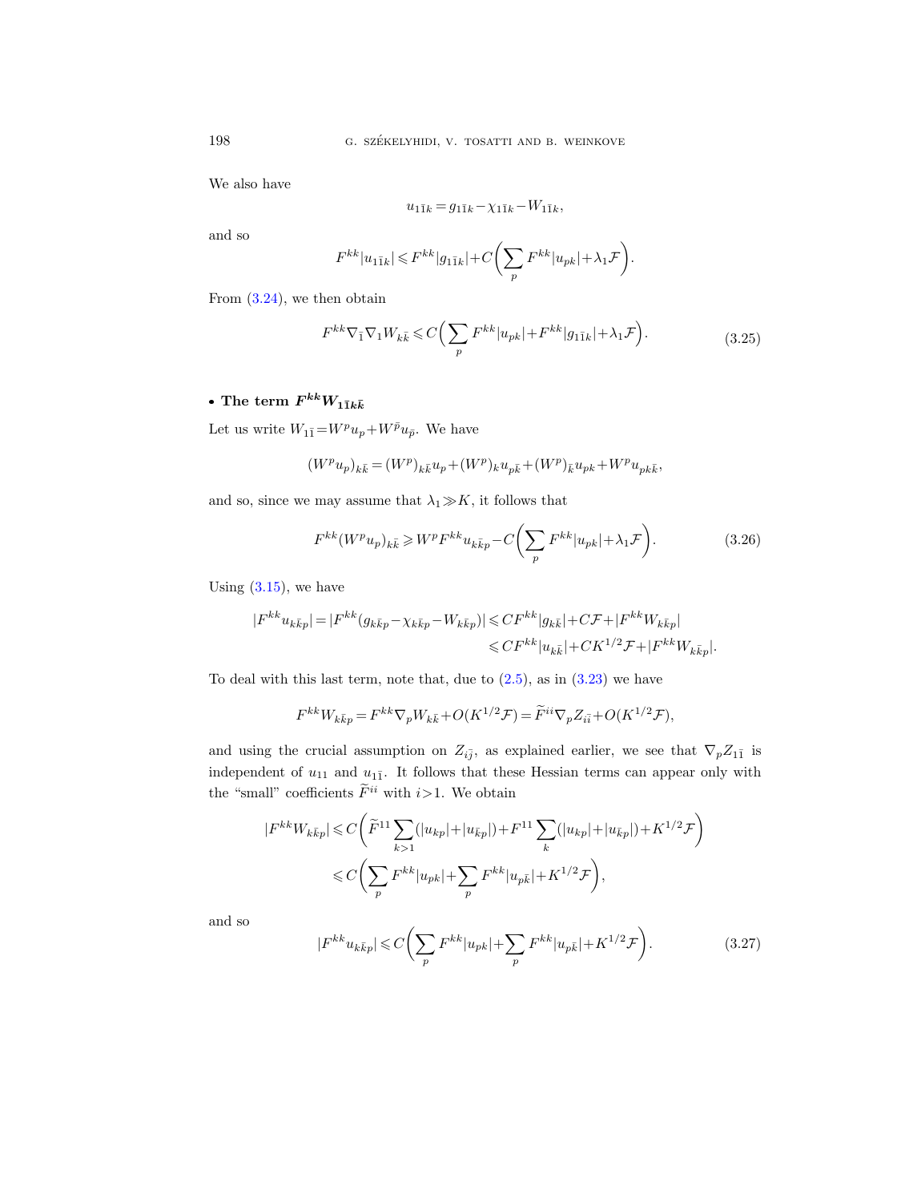We also have

$$u_{1\bar{1}k} = g_{1\bar{1}k} - \chi_{1\bar{1}k} - W_{1\bar{1}k},$$

and so

$$F^{kk}|u_{1\bar{1}k}| \leqslant F^{kk}|g_{1\bar{1}k}| + C\bigg(\sum_p F^{kk}|u_{pk}| + \lambda_1 \mathcal{F}\bigg).$$

From (3.24), we then obtain

$$F^{kk}\nabla_{\bar{1}}\nabla_1 W_{k\bar{k}} \leqslant C\Big(\sum_p F^{kk}|u_{pk}| + F^{kk}|g_{1\bar{1}k}| + \lambda_1 \mathcal{F}\Big). \tag{3.25}$$

- **The term $F^{kk}W_{1\bar{1}k\bar{k}}$**

Let us write $W_{1\bar{1}} = W^p u_p + W^{\bar{p}} u_{\bar{p}}$. We have

$$(W^p u_p)_{k\bar{k}} = (W^p)_{k\bar{k}} u_p + (W^p)_k u_{p\bar{k}} + (W^p)_{\bar{k}} u_{pk} + W^p u_{pk\bar{k}},$$

and so, since we may assume that $\lambda_1 \gg K$, it follows that

$$F^{kk}(W^p u_p)_{k\bar{k}} \geqslant W^p F^{kk} u_{k\bar{k}p} - C\bigg(\sum_p F^{kk}|u_{pk}| + \lambda_1 \mathcal{F}\bigg). \tag{3.26}$$

Using (3.15), we have

$$\begin{aligned} |F^{kk}u_{k\bar{k}p}| = |F^{kk}(g_{k\bar{k}p} - \chi_{k\bar{k}p} - W_{k\bar{k}p})| &\leqslant CF^{kk}|g_{k\bar{k}}| + C\mathcal{F} + |F^{kk}W_{k\bar{k}p}| \\ &\leqslant CF^{kk}|u_{k\bar{k}}| + CK^{1/2}\mathcal{F} + |F^{kk}W_{k\bar{k}p}|. \end{aligned}$$

To deal with this last term, note that, due to (2.5), as in (3.23) we have

$$F^{kk}W_{k\bar{k}p} = F^{kk}\nabla_p W_{k\bar{k}} + O(K^{1/2}\mathcal{F}) = \widetilde{F}^{ii}\nabla_p Z_{i\bar{i}} + O(K^{1/2}\mathcal{F}),$$

and using the crucial assumption on $Z_{i\bar{j}}$, as explained earlier, we see that $\nabla_p Z_{1\bar{1}}$ is independent of $u_{11}$ and $u_{1\bar{1}}$. It follows that these Hessian terms can appear only with the "small" coefficients $\widetilde{F}^{ii}$ with $i>1$. We obtain

$$\begin{aligned} |F^{kk}W_{k\bar{k}p}| &\leqslant C\bigg(\widetilde{F}^{11}\sum_{k>1}(|u_{kp}| + |u_{\bar{k}p}|) + F^{11}\sum_k(|u_{kp}| + |u_{\bar{k}p}|) + K^{1/2}\mathcal{F}\bigg) \\ &\leqslant C\bigg(\sum_p F^{kk}|u_{pk}| + \sum_p F^{kk}|u_{p\bar{k}}| + K^{1/2}\mathcal{F}\bigg), \end{aligned}$$

and so

$$|F^{kk}u_{k\bar{k}p}| \leqslant C\bigg(\sum_p F^{kk}|u_{pk}| + \sum_p F^{kk}|u_{p\bar{k}}| + K^{1/2}\mathcal{F}\bigg). \tag{3.27}$$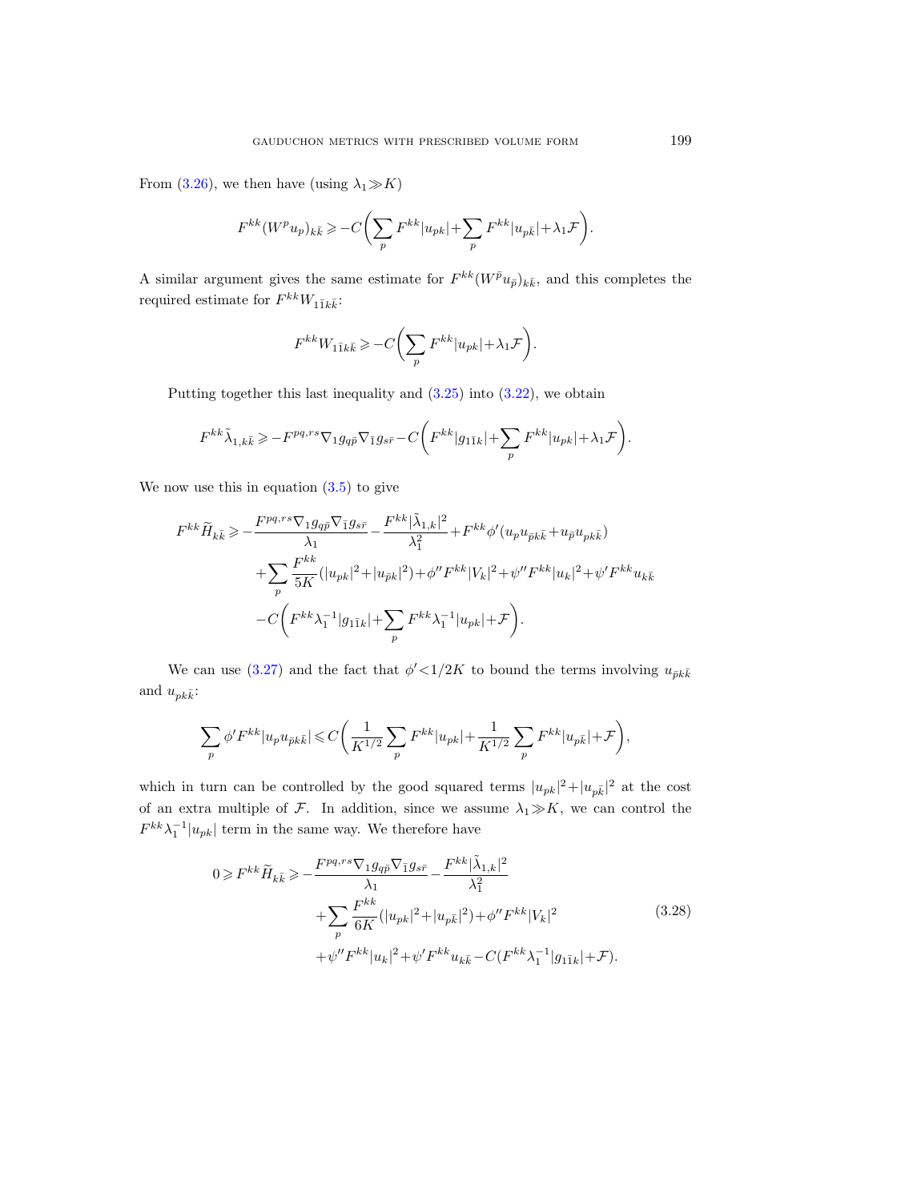From (3.26), we then have (using $\lambda_1 \gg K$)

$$F^{kk}(W^p u_p)_{k\bar{k}} \geqslant -C\bigg(\sum_p F^{kk}|u_{pk}| + \sum_p F^{kk}|u_{p\bar{k}}| + \lambda_1 \mathcal{F}\bigg).$$

A similar argument gives the same estimate for $F^{kk}(W^{\bar{p}} u_{\bar{p}})_{k\bar{k}}$, and this completes the required estimate for $F^{kk}W_{1\bar{1}k\bar{k}}$:

$$F^{kk}W_{1\bar{1}k\bar{k}} \geqslant -C\bigg(\sum_p F^{kk}|u_{pk}| + \lambda_1 \mathcal{F}\bigg).$$

Putting together this last inequality and (3.25) into (3.22), we obtain

$$F^{kk}\tilde{\lambda}_{1,k\bar{k}} \geqslant -F^{pq,rs}\nabla_1 g_{q\bar{p}} \nabla_{\bar{1}} g_{s\bar{r}} - C\bigg(F^{kk}|g_{1\bar{1}k}| + \sum_p F^{kk}|u_{pk}| + \lambda_1 \mathcal{F}\bigg).$$

We now use this in equation (3.5) to give

$$\begin{aligned}
F^{kk}\widetilde{H}_{k\bar{k}} \geqslant & -\frac{F^{pq,rs}\nabla_1 g_{q\bar{p}} \nabla_{\bar{1}} g_{s\bar{r}}}{\lambda_1} - \frac{F^{kk}|\tilde{\lambda}_{1,k}|^2}{\lambda_1^2} + F^{kk}\phi'(u_p u_{\bar{p}k\bar{k}} + u_{\bar{p}} u_{pk\bar{k}}) \\
& + \sum_p \frac{F^{kk}}{5K}(|u_{pk}|^2 + |u_{\bar{p}k}|^2) + \phi'' F^{kk}|V_k|^2 + \psi'' F^{kk}|u_k|^2 + \psi' F^{kk} u_{k\bar{k}} \\
& - C\bigg(F^{kk}\lambda_1^{-1}|g_{1\bar{1}k}| + \sum_p F^{kk}\lambda_1^{-1}|u_{pk}| + \mathcal{F}\bigg).
\end{aligned}$$

We can use (3.27) and the fact that $\phi' < 1/2K$ to bound the terms involving $u_{\bar{p}k\bar{k}}$ and $u_{pk\bar{k}}$:

$$\sum_p \phi' F^{kk}|u_p u_{\bar{p}k\bar{k}}| \leqslant C\bigg(\frac{1}{K^{1/2}}\sum_p F^{kk}|u_{pk}| + \frac{1}{K^{1/2}}\sum_p F^{kk}|u_{p\bar{k}}| + \mathcal{F}\bigg),$$

which in turn can be controlled by the good squared terms $|u_{pk}|^2 + |u_{p\bar{k}}|^2$ at the cost of an extra multiple of $\mathcal{F}$. In addition, since we assume $\lambda_1 \gg K$, we can control the $F^{kk}\lambda_1^{-1}|u_{pk}|$ term in the same way. We therefore have

$$\begin{aligned}
0 \geqslant F^{kk}\widetilde{H}_{k\bar{k}} \geqslant & -\frac{F^{pq,rs}\nabla_1 g_{q\bar{p}} \nabla_{\bar{1}} g_{s\bar{r}}}{\lambda_1} - \frac{F^{kk}|\tilde{\lambda}_{1,k}|^2}{\lambda_1^2} \\
& + \sum_p \frac{F^{kk}}{6K}(|u_{pk}|^2 + |u_{p\bar{k}}|^2) + \phi'' F^{kk}|V_k|^2 \\
& + \psi'' F^{kk}|u_k|^2 + \psi' F^{kk} u_{k\bar{k}} - C(F^{kk}\lambda_1^{-1}|g_{1\bar{1}k}| + \mathcal{F}).
\end{aligned} \tag{3.28}$$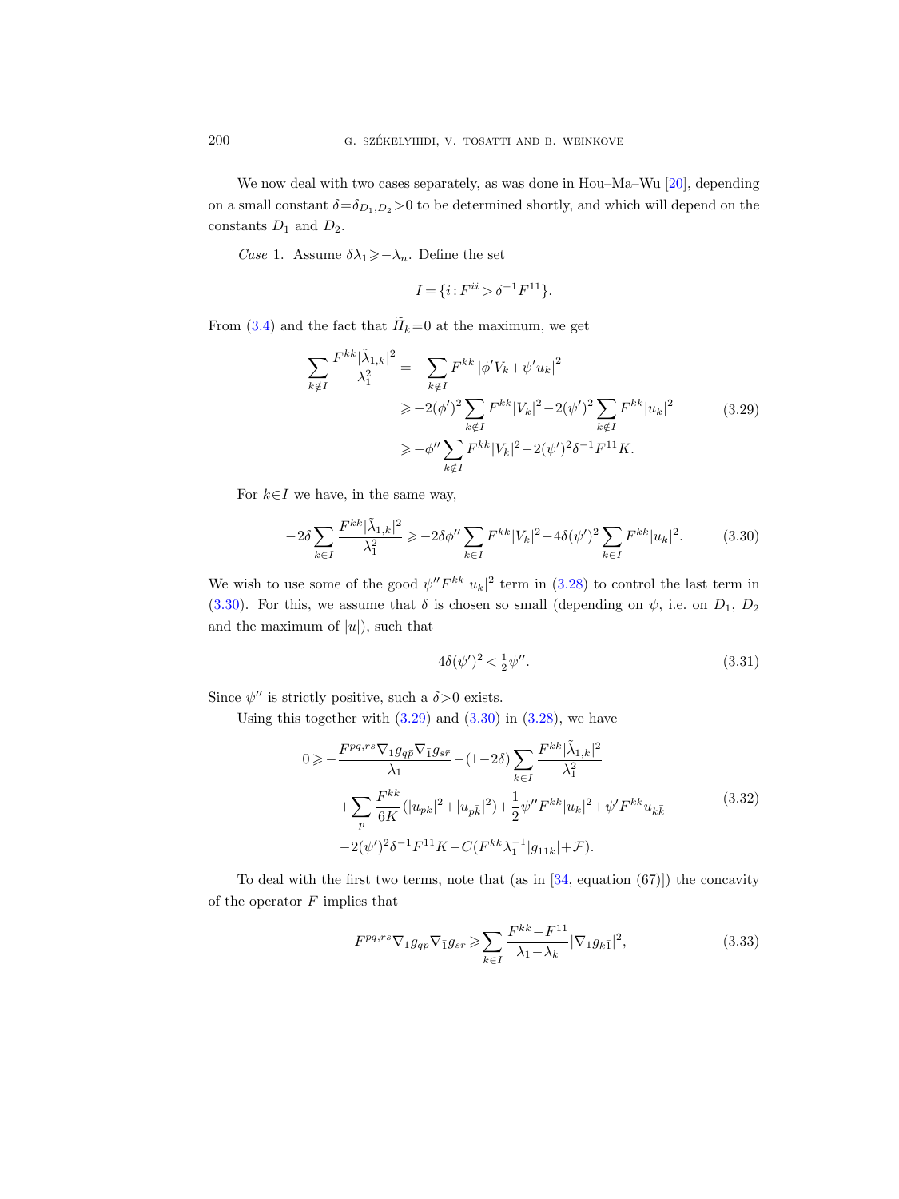We now deal with two cases separately, as was done in Hou–Ma–Wu [20], depending on a small constant $\delta=\delta_{D_1,D_2}>0$ to be determined shortly, and which will depend on the constants $D_1$ and $D_2$.

*Case* 1. Assume $\delta\lambda_1\geqslant -\lambda_n$. Define the set

$$I=\{i: F^{ii}>\delta^{-1}F^{11}\}.$$

From (3.4) and the fact that $\widetilde{H}_k=0$ at the maximum, we get

$$\begin{aligned} -\sum_{k\notin I}\frac{F^{kk}|\tilde{\lambda}_{1,k}|^2}{\lambda_1^2} &= -\sum_{k\notin I}F^{kk}\left|\phi' V_k+\psi' u_k\right|^2 \\ &\geqslant -2(\phi')^2\sum_{k\notin I}F^{kk}|V_k|^2-2(\psi')^2\sum_{k\notin I}F^{kk}|u_k|^2 \\ &\geqslant -\phi''\sum_{k\notin I}F^{kk}|V_k|^2-2(\psi')^2\delta^{-1}F^{11}K. \end{aligned} \tag{3.29}$$

For $k\in I$ we have, in the same way,

$$-2\delta\sum_{k\in I}\frac{F^{kk}|\tilde{\lambda}_{1,k}|^2}{\lambda_1^2}\geqslant -2\delta\phi''\sum_{k\in I}F^{kk}|V_k|^2-4\delta(\psi')^2\sum_{k\in I}F^{kk}|u_k|^2. \tag{3.30}$$

We wish to use some of the good $\psi'' F^{kk}|u_k|^2$ term in (3.28) to control the last term in (3.30). For this, we assume that $\delta$ is chosen so small (depending on $\psi$, i.e. on $D_1$, $D_2$ and the maximum of $|u|$), such that

$$4\delta(\psi')^2<\tfrac{1}{2}\psi''. \tag{3.31}$$

Since $\psi''$ is strictly positive, such a $\delta>0$ exists.

Using this together with (3.29) and (3.30) in (3.28), we have

$$\begin{aligned} 0\geqslant & -\frac{F^{pq,rs}\nabla_1 g_{q\bar{p}}\nabla_{\bar{1}}g_{s\bar{r}}}{\lambda_1}-(1-2\delta)\sum_{k\in I}\frac{F^{kk}|\tilde{\lambda}_{1,k}|^2}{\lambda_1^2} \\ & +\sum_p\frac{F^{kk}}{6K}(|u_{pk}|^2+|u_{p\bar{k}}|^2)+\frac{1}{2}\psi'' F^{kk}|u_k|^2+\psi' F^{kk}u_{k\bar{k}} \\ & -2(\psi')^2\delta^{-1}F^{11}K-C(F^{kk}\lambda_1^{-1}|g_{1\bar{1}k}|+\mathcal{F}). \end{aligned} \tag{3.32}$$

To deal with the first two terms, note that (as in [34, equation (67)]) the concavity of the operator $F$ implies that

$$-F^{pq,rs}\nabla_1 g_{q\bar{p}}\nabla_{\bar{1}}g_{s\bar{r}}\geqslant \sum_{k\in I}\frac{F^{kk}-F^{11}}{\lambda_1-\lambda_k}|\nabla_1 g_{k\bar{1}}|^2, \tag{3.33}$$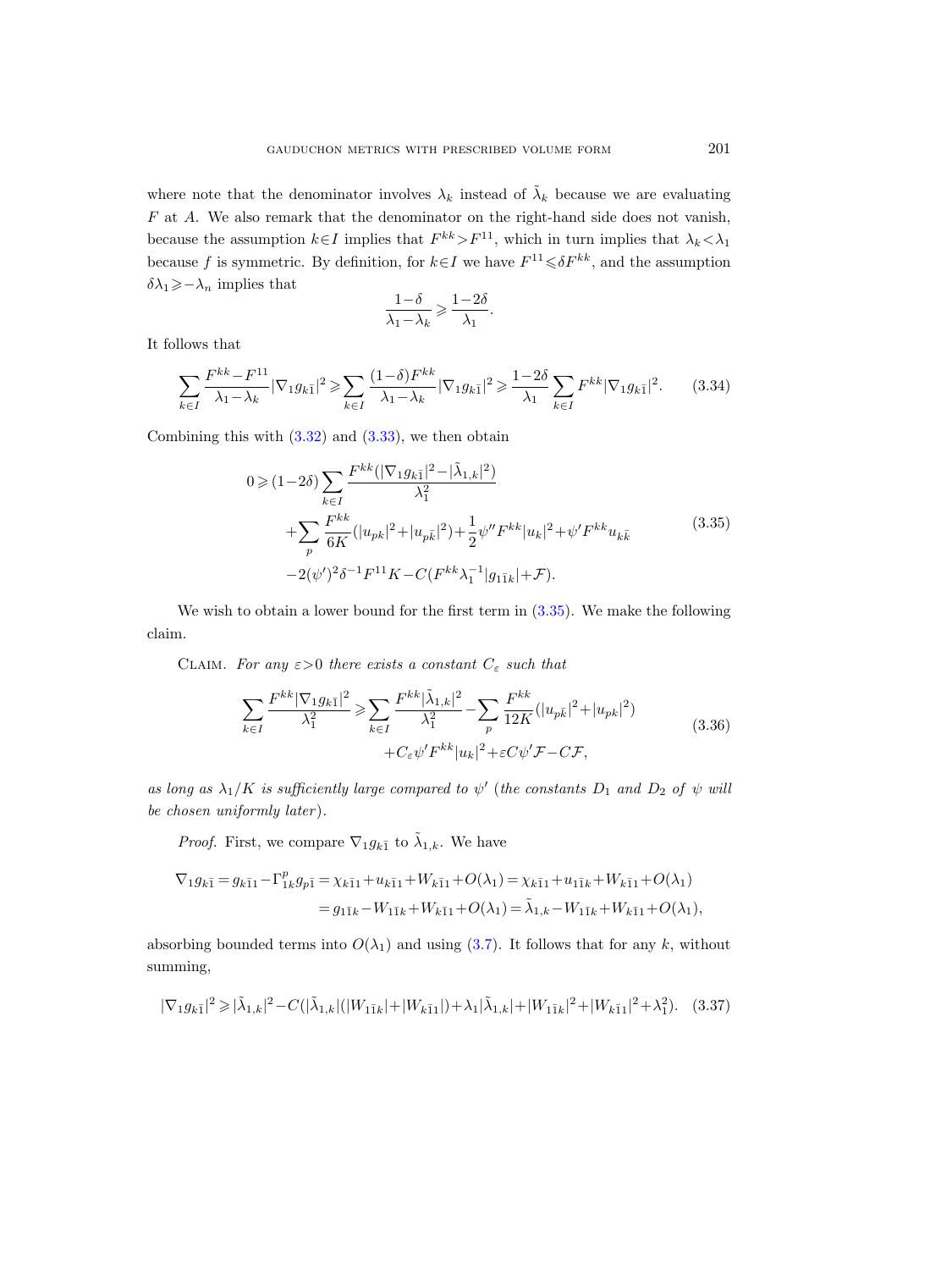where note that the denominator involves $\lambda_k$ instead of $\tilde{\lambda}_k$ because we are evaluating $F$ at $A$. We also remark that the denominator on the right-hand side does not vanish, because the assumption $k\in I$ implies that $F^{kk}>F^{11}$, which in turn implies that $\lambda_k<\lambda_1$ because $f$ is symmetric. By definition, for $k\in I$ we have $F^{11}\leqslant \delta F^{kk}$, and the assumption $\delta\lambda_1\geqslant -\lambda_n$ implies that

$$\frac{1-\delta}{\lambda_1-\lambda_k}\geqslant \frac{1-2\delta}{\lambda_1}.$$

It follows that

$$\sum_{k\in I}\frac{F^{kk}-F^{11}}{\lambda_1-\lambda_k}|\nabla_1 g_{k\bar{1}}|^2\geqslant \sum_{k\in I}\frac{(1-\delta)F^{kk}}{\lambda_1-\lambda_k}|\nabla_1 g_{k\bar{1}}|^2\geqslant \frac{1-2\delta}{\lambda_1}\sum_{k\in I}F^{kk}|\nabla_1 g_{k\bar{1}}|^2. \tag{3.34}$$

Combining this with (3.32) and (3.33), we then obtain

$$\begin{aligned}
0\geqslant{}&(1-2\delta)\sum_{k\in I}\frac{F^{kk}(|\nabla_1 g_{k\bar{1}}|^2-|\tilde{\lambda}_{1,k}|^2)}{\lambda_1^2}\\
&+\sum_p\frac{F^{kk}}{6K}(|u_{pk}|^2+|u_{p\bar{k}}|^2)+\frac{1}{2}\psi'' F^{kk}|u_k|^2+\psi' F^{kk}u_{k\bar{k}}\\
&-2(\psi')^2\delta^{-1}F^{11}K-C(F^{kk}\lambda_1^{-1}|g_{1\bar{1}k}|+\mathcal{F}).
\end{aligned}\tag{3.35}$$

We wish to obtain a lower bound for the first term in (3.35). We make the following claim.

Claim. *For any $\varepsilon>0$ there exists a constant $C_\varepsilon$ such that*

$$\begin{aligned}
\sum_{k\in I}\frac{F^{kk}|\nabla_1 g_{k\bar{1}}|^2}{\lambda_1^2}\geqslant{}&\sum_{k\in I}\frac{F^{kk}|\tilde{\lambda}_{1,k}|^2}{\lambda_1^2}-\sum_p\frac{F^{kk}}{12K}(|u_{p\bar{k}}|^2+|u_{pk}|^2)\\
&+C_\varepsilon\psi' F^{kk}|u_k|^2+\varepsilon C\psi'\mathcal{F}-C\mathcal{F},
\end{aligned}\tag{3.36}$$

*as long as $\lambda_1/K$ is sufficiently large compared to $\psi'$ (the constants $D_1$ and $D_2$ of $\psi$ will be chosen uniformly later).*

*Proof.* First, we compare $\nabla_1 g_{k\bar{1}}$ to $\tilde{\lambda}_{1,k}$. We have

$$\begin{aligned}
\nabla_1 g_{k\bar{1}}=g_{k\bar{1}1}-\Gamma^p_{1k}g_{p\bar{1}}&=\chi_{k\bar{1}1}+u_{k\bar{1}1}+W_{k\bar{1}1}+O(\lambda_1)=\chi_{k\bar{1}1}+u_{1\bar{1}k}+W_{k\bar{1}1}+O(\lambda_1)\\
&=g_{1\bar{1}k}-W_{1\bar{1}k}+W_{k\bar{1}1}+O(\lambda_1)=\tilde{\lambda}_{1,k}-W_{1\bar{1}k}+W_{k\bar{1}1}+O(\lambda_1),
\end{aligned}$$

absorbing bounded terms into $O(\lambda_1)$ and using (3.7). It follows that for any $k$, without summing,

$$|\nabla_1 g_{k\bar{1}}|^2\geqslant |\tilde{\lambda}_{1,k}|^2-C(|\tilde{\lambda}_{1,k}|(|W_{1\bar{1}k}|+|W_{k\bar{1}1}|)+\lambda_1|\tilde{\lambda}_{1,k}|+|W_{1\bar{1}k}|^2+|W_{k\bar{1}1}|^2+\lambda_1^2). \tag{3.37}$$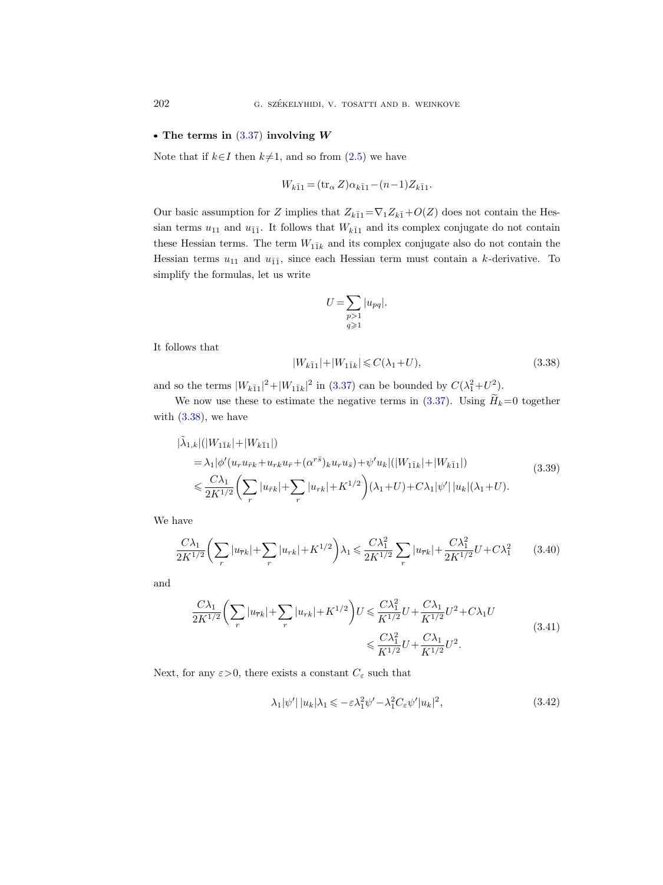• **The terms in (3.37) involving $W$**

Note that if $k\in I$ then $k\neq 1$, and so from (2.5) we have

$$W_{k\bar 1 1} = (\mathrm{tr}_\alpha Z)\alpha_{k\bar 1 1} - (n-1)Z_{k\bar 1 1}.$$

Our basic assumption for $Z$ implies that $Z_{k\bar 1 1} = \nabla_1 Z_{k\bar 1} + O(Z)$ does not contain the Hessian terms $u_{11}$ and $u_{\bar 1\bar 1}$. It follows that $W_{k\bar 1 1}$ and its complex conjugate do not contain these Hessian terms. The term $W_{1\bar 1 k}$ and its complex conjugate also do not contain the Hessian terms $u_{11}$ and $u_{\bar 1\bar 1}$, since each Hessian term must contain a $k$-derivative. To simplify the formulas, let us write

$$U = \sum_{\substack{p>1 \\ q\geqslant 1}} |u_{pq}|.$$

It follows that

$$|W_{k\bar 1 1}| + |W_{1\bar 1 k}| \leqslant C(\lambda_1 + U), \tag{3.38}$$

and so the terms $|W_{k\bar 1 1}|^2 + |W_{1\bar 1 k}|^2$ in (3.37) can be bounded by $C(\lambda_1^2 + U^2)$.

We now use these to estimate the negative terms in (3.37). Using $\widetilde{H}_k = 0$ together with (3.38), we have

$$\begin{aligned} &|\tilde\lambda_{1,k}|(|W_{1\bar 1 k}| + |W_{k\bar 1 1}|) \\ &\quad = \lambda_1 |\phi'(u_r u_{\bar r k} + u_{rk} u_{\bar r} + (\alpha^{r\bar s})_k u_r u_{\bar s}) + \psi' u_k| (|W_{1\bar 1 k}| + |W_{k\bar 1 1}|) \\ &\quad \leqslant \frac{C\lambda_1}{2K^{1/2}} \bigg( \sum_r |u_{\bar r k}| + \sum_r |u_{rk}| + K^{1/2} \bigg)(\lambda_1 + U) + C\lambda_1 |\psi'|\, |u_k| (\lambda_1 + U). \end{aligned} \tag{3.39}$$

We have

$$\frac{C\lambda_1}{2K^{1/2}} \bigg( \sum_r |u_{\bar r k}| + \sum_r |u_{rk}| + K^{1/2} \bigg)\lambda_1 \leqslant \frac{C\lambda_1^2}{2K^{1/2}} \sum_r |u_{\bar r k}| + \frac{C\lambda_1^2}{2K^{1/2}} U + C\lambda_1^2 \tag{3.40}$$

and

$$\begin{aligned} \frac{C\lambda_1}{2K^{1/2}} \bigg( \sum_r |u_{\bar r k}| + \sum_r |u_{rk}| + K^{1/2} \bigg) U &\leqslant \frac{C\lambda_1^2}{K^{1/2}} U + \frac{C\lambda_1}{K^{1/2}} U^2 + C\lambda_1 U \\ &\leqslant \frac{C\lambda_1^2}{K^{1/2}} U + \frac{C\lambda_1}{K^{1/2}} U^2. \end{aligned} \tag{3.41}$$

Next, for any $\varepsilon > 0$, there exists a constant $C_\varepsilon$ such that

$$\lambda_1 |\psi'|\, |u_k| \lambda_1 \leqslant -\varepsilon \lambda_1^2 \psi' - \lambda_1^2 C_\varepsilon \psi' |u_k|^2, \tag{3.42}$$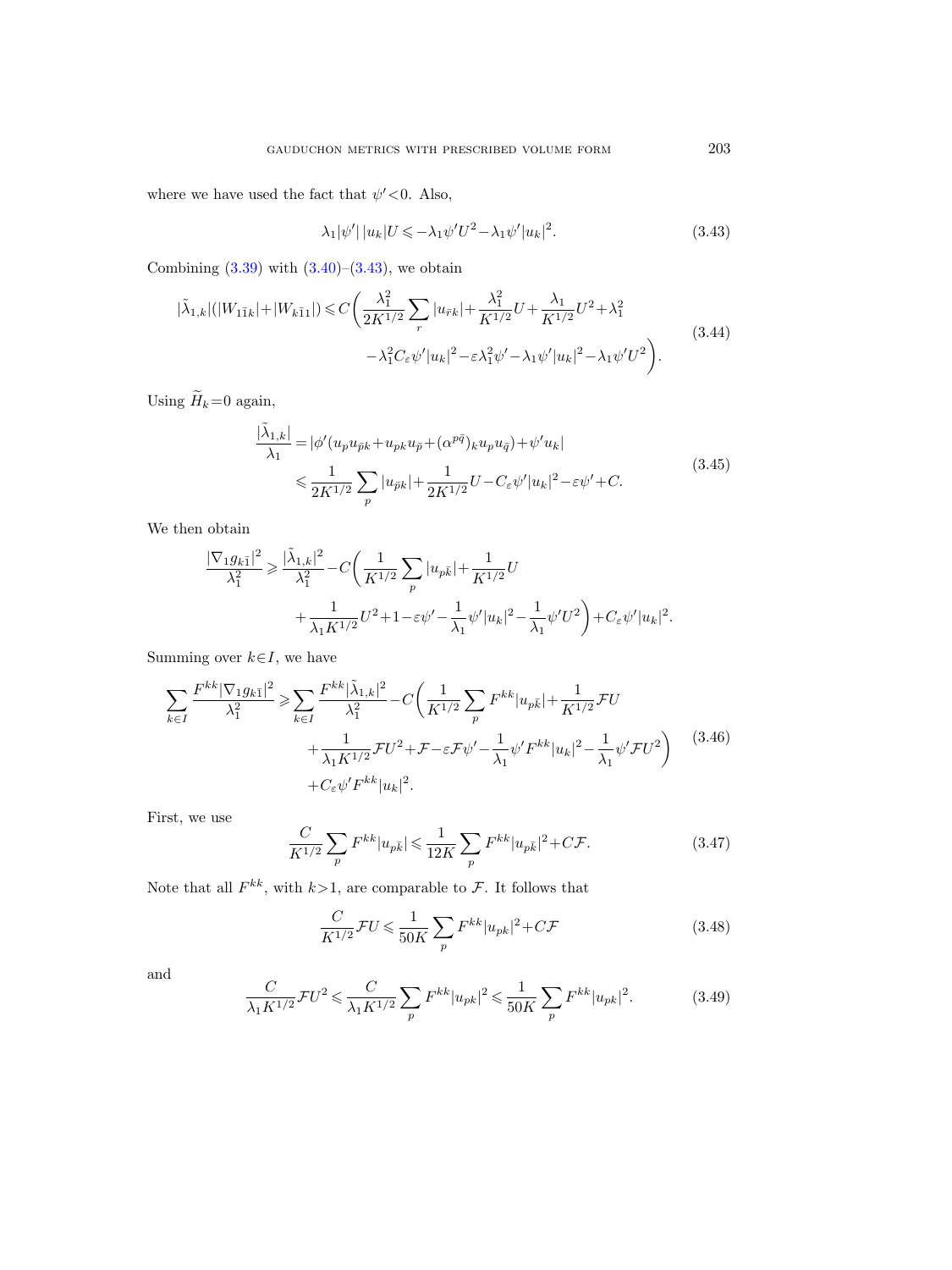where we have used the fact that $\psi'<0$. Also,

$$\lambda_1|\psi'|\,|u_k|U \leqslant -\lambda_1\psi' U^2 - \lambda_1\psi'|u_k|^2. \tag{3.43}$$

Combining (3.39) with (3.40)–(3.43), we obtain

$$\begin{aligned}|\tilde{\lambda}_{1,k}|(|W_{1\bar{1}k}|+|W_{k\bar{1}1}|) \leqslant C\bigg(&\frac{\lambda_1^2}{2K^{1/2}}\sum_r |u_{\bar{r}k}| + \frac{\lambda_1^2}{K^{1/2}}U + \frac{\lambda_1}{K^{1/2}}U^2 + \lambda_1^2 \\ &- \lambda_1^2 C_\varepsilon \psi'|u_k|^2 - \varepsilon\lambda_1^2\psi' - \lambda_1\psi'|u_k|^2 - \lambda_1\psi' U^2\bigg).\end{aligned} \tag{3.44}$$

Using $\widetilde{H}_k=0$ again,

$$\begin{aligned}\frac{|\tilde{\lambda}_{1,k}|}{\lambda_1} &= |\phi'(u_p u_{\bar{p}k} + u_{pk}u_{\bar{p}} + (\alpha^{p\bar{q}})_k u_p u_{\bar{q}}) + \psi' u_k| \\ &\leqslant \frac{1}{2K^{1/2}}\sum_p |u_{\bar{p}k}| + \frac{1}{2K^{1/2}}U - C_\varepsilon\psi'|u_k|^2 - \varepsilon\psi' + C.\end{aligned} \tag{3.45}$$

We then obtain

$$\begin{aligned}\frac{|\nabla_1 g_{k\bar{1}}|^2}{\lambda_1^2} \geqslant \frac{|\tilde{\lambda}_{1,k}|^2}{\lambda_1^2} - C\bigg(&\frac{1}{K^{1/2}}\sum_p |u_{p\bar{k}}| + \frac{1}{K^{1/2}}U \\ &+ \frac{1}{\lambda_1 K^{1/2}}U^2 + 1 - \varepsilon\psi' - \frac{1}{\lambda_1}\psi'|u_k|^2 - \frac{1}{\lambda_1}\psi' U^2\bigg) + C_\varepsilon\psi'|u_k|^2.\end{aligned}$$

Summing over $k\in I$, we have

$$\begin{aligned}\sum_{k\in I}\frac{F^{kk}|\nabla_1 g_{k\bar{1}}|^2}{\lambda_1^2} \geqslant \sum_{k\in I}\frac{F^{kk}|\tilde{\lambda}_{1,k}|^2}{\lambda_1^2} - C\bigg(&\frac{1}{K^{1/2}}\sum_p F^{kk}|u_{p\bar{k}}| + \frac{1}{K^{1/2}}\mathcal{F}U \\ &+ \frac{1}{\lambda_1 K^{1/2}}\mathcal{F}U^2 + \mathcal{F} - \varepsilon\mathcal{F}\psi' - \frac{1}{\lambda_1}\psi' F^{kk}|u_k|^2 - \frac{1}{\lambda_1}\psi'\mathcal{F}U^2\bigg) \\ &+ C_\varepsilon\psi' F^{kk}|u_k|^2.\end{aligned} \tag{3.46}$$

First, we use

$$\frac{C}{K^{1/2}}\sum_p F^{kk}|u_{p\bar{k}}| \leqslant \frac{1}{12K}\sum_p F^{kk}|u_{p\bar{k}}|^2 + C\mathcal{F}. \tag{3.47}$$

Note that all $F^{kk}$, with $k>1$, are comparable to $\mathcal{F}$. It follows that

$$\frac{C}{K^{1/2}}\mathcal{F}U \leqslant \frac{1}{50K}\sum_p F^{kk}|u_{pk}|^2 + C\mathcal{F} \tag{3.48}$$

and

$$\frac{C}{\lambda_1 K^{1/2}}\mathcal{F}U^2 \leqslant \frac{C}{\lambda_1 K^{1/2}}\sum_p F^{kk}|u_{pk}|^2 \leqslant \frac{1}{50K}\sum_p F^{kk}|u_{pk}|^2. \tag{3.49}$$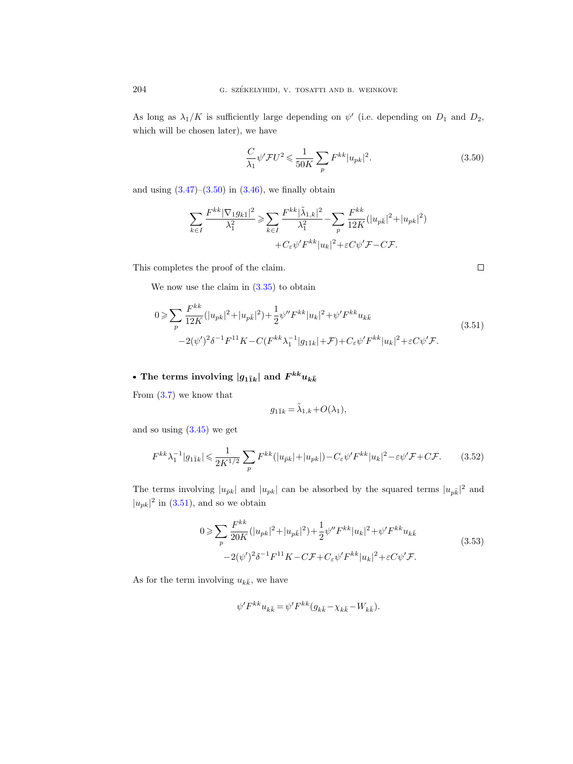As long as $\lambda_1/K$ is sufficiently large depending on $\psi'$ (i.e. depending on $D_1$ and $D_2$, which will be chosen later), we have

$$\frac{C}{\lambda_1}\psi'\mathcal{F}U^2 \leqslant \frac{1}{50K}\sum_p F^{kk}|u_{pk}|^2. \tag{3.50}$$

and using (3.47)–(3.50) in (3.46), we finally obtain

$$\begin{aligned}\sum_{k\in I}\frac{F^{kk}|\nabla_1 g_{k\bar{1}}|^2}{\lambda_1^2} \geqslant \sum_{k\in I}\frac{F^{kk}|\tilde{\lambda}_{1,k}|^2}{\lambda_1^2} - \sum_p \frac{F^{kk}}{12K}(|u_{p\bar{k}}|^2+|u_{pk}|^2)\\ +C_\varepsilon\psi' F^{kk}|u_k|^2+\varepsilon C\psi'\mathcal{F}-C\mathcal{F}.\end{aligned}$$

This completes the proof of the claim. □

We now use the claim in (3.35) to obtain

$$\begin{aligned}0 \geqslant \sum_p \frac{F^{kk}}{12K}(|u_{pk}|^2+|u_{p\bar{k}}|^2)+\frac{1}{2}\psi'' F^{kk}|u_k|^2+\psi' F^{kk}u_{k\bar{k}}\\ -2(\psi')^2\delta^{-1}F^{11}K - C(F^{kk}\lambda_1^{-1}|g_{1\bar{1}k}|+\mathcal{F})+C_\varepsilon\psi' F^{kk}|u_k|^2+\varepsilon C\psi'\mathcal{F}.\end{aligned} \tag{3.51}$$

- **The terms involving $|g_{1\bar{1}k}|$ and $F^{kk}u_{k\bar{k}}$**

From (3.7) we know that

$$g_{1\bar{1}k} = \tilde{\lambda}_{1,k}+O(\lambda_1),$$

and so using (3.45) we get

$$F^{kk}\lambda_1^{-1}|g_{1\bar{1}k}| \leqslant \frac{1}{2K^{1/2}}\sum_p F^{kk}(|u_{\bar{p}k}|+|u_{pk}|)-C_\varepsilon\psi' F^{kk}|u_k|^2-\varepsilon\psi'\mathcal{F}+C\mathcal{F}. \tag{3.52}$$

The terms involving $|u_{\bar{p}k}|$ and $|u_{pk}|$ can be absorbed by the squared terms $|u_{p\bar{k}}|^2$ and $|u_{pk}|^2$ in (3.51), and so we obtain

$$\begin{aligned}0 \geqslant \sum_p \frac{F^{kk}}{20K}(|u_{pk}|^2+|u_{p\bar{k}}|^2)+\frac{1}{2}\psi'' F^{kk}|u_k|^2+\psi' F^{kk}u_{k\bar{k}}\\ -2(\psi')^2\delta^{-1}F^{11}K - C\mathcal{F}+C_\varepsilon\psi' F^{kk}|u_k|^2+\varepsilon C\psi'\mathcal{F}.\end{aligned} \tag{3.53}$$

As for the term involving $u_{k\bar{k}}$, we have

$$\psi' F^{kk}u_{k\bar{k}} = \psi' F^{kk}(g_{k\bar{k}}-\chi_{k\bar{k}}-W_{k\bar{k}}).$$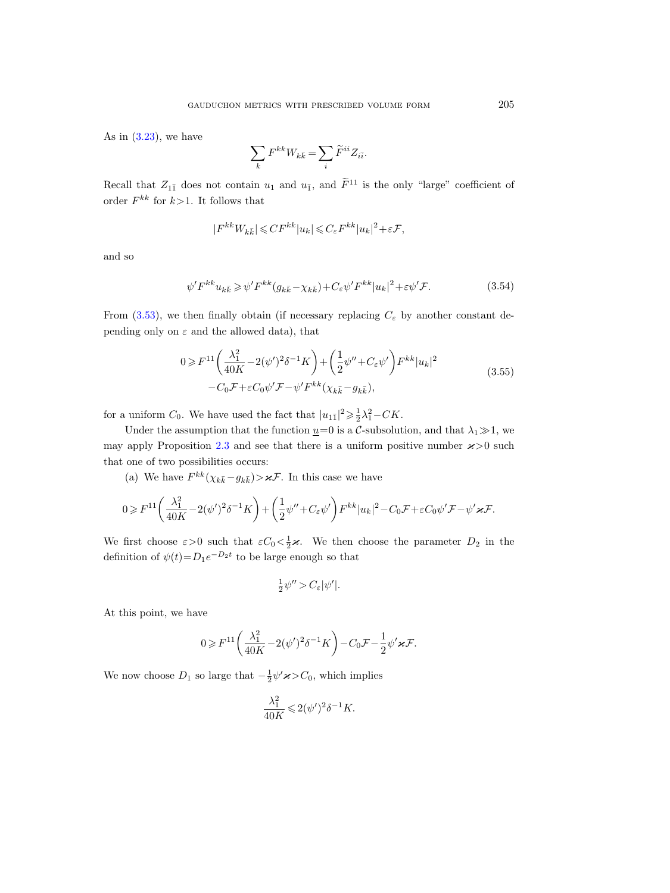As in (3.23), we have

$$\sum_k F^{kk} W_{k\bar{k}} = \sum_i \widetilde{F}^{ii} Z_{i\bar{i}}.$$

Recall that $Z_{1\bar{1}}$ does not contain $u_1$ and $u_{\bar{1}}$, and $\widetilde{F}^{11}$ is the only "large" coefficient of order $F^{kk}$ for $k>1$. It follows that

$$|F^{kk} W_{k\bar{k}}| \leqslant C F^{kk} |u_k| \leqslant C_\varepsilon F^{kk} |u_k|^2 + \varepsilon \mathcal{F},$$

and so

$$\psi' F^{kk} u_{k\bar{k}} \geqslant \psi' F^{kk} (g_{k\bar{k}} - \chi_{k\bar{k}}) + C_\varepsilon \psi' F^{kk} |u_k|^2 + \varepsilon \psi' \mathcal{F}. \tag{3.54}$$

From (3.53), we then finally obtain (if necessary replacing $C_\varepsilon$ by another constant depending only on $\varepsilon$ and the allowed data), that

$$\begin{aligned} 0 \geqslant F^{11} \left( \frac{\lambda_1^2}{40K} - 2(\psi')^2 \delta^{-1} K \right) + \left( \frac{1}{2}\psi'' + C_\varepsilon \psi' \right) F^{kk} |u_k|^2 \\ - C_0 \mathcal{F} + \varepsilon C_0 \psi' \mathcal{F} - \psi' F^{kk} (\chi_{k\bar{k}} - g_{k\bar{k}}), \end{aligned} \tag{3.55}$$

for a uniform $C_0$. We have used the fact that $|u_{1\bar{1}}|^2 \geqslant \frac{1}{2}\lambda_1^2 - CK$.

Under the assumption that the function $\underline{u}=0$ is a $\mathcal{C}$-subsolution, and that $\lambda_1 \gg 1$, we may apply Proposition 2.3 and see that there is a uniform positive number $\varkappa > 0$ such that one of two possibilities occurs:

(a) We have $F^{kk}(\chi_{k\bar{k}} - g_{k\bar{k}}) > \varkappa \mathcal{F}$. In this case we have

$$0 \geqslant F^{11} \left( \frac{\lambda_1^2}{40K} - 2(\psi')^2 \delta^{-1} K \right) + \left( \frac{1}{2}\psi'' + C_\varepsilon \psi' \right) F^{kk} |u_k|^2 - C_0 \mathcal{F} + \varepsilon C_0 \psi' \mathcal{F} - \psi' \varkappa \mathcal{F}.$$

We first choose $\varepsilon > 0$ such that $\varepsilon C_0 < \frac{1}{2}\varkappa$. We then choose the parameter $D_2$ in the definition of $\psi(t) = D_1 e^{-D_2 t}$ to be large enough so that

$$\tfrac{1}{2}\psi'' > C_\varepsilon |\psi'|.$$

At this point, we have

$$0 \geqslant F^{11} \left( \frac{\lambda_1^2}{40K} - 2(\psi')^2 \delta^{-1} K \right) - C_0 \mathcal{F} - \frac{1}{2}\psi' \varkappa \mathcal{F}.$$

We now choose $D_1$ so large that $-\frac{1}{2}\psi' \varkappa > C_0$, which implies

$$\frac{\lambda_1^2}{40K} \leqslant 2(\psi')^2 \delta^{-1} K.$$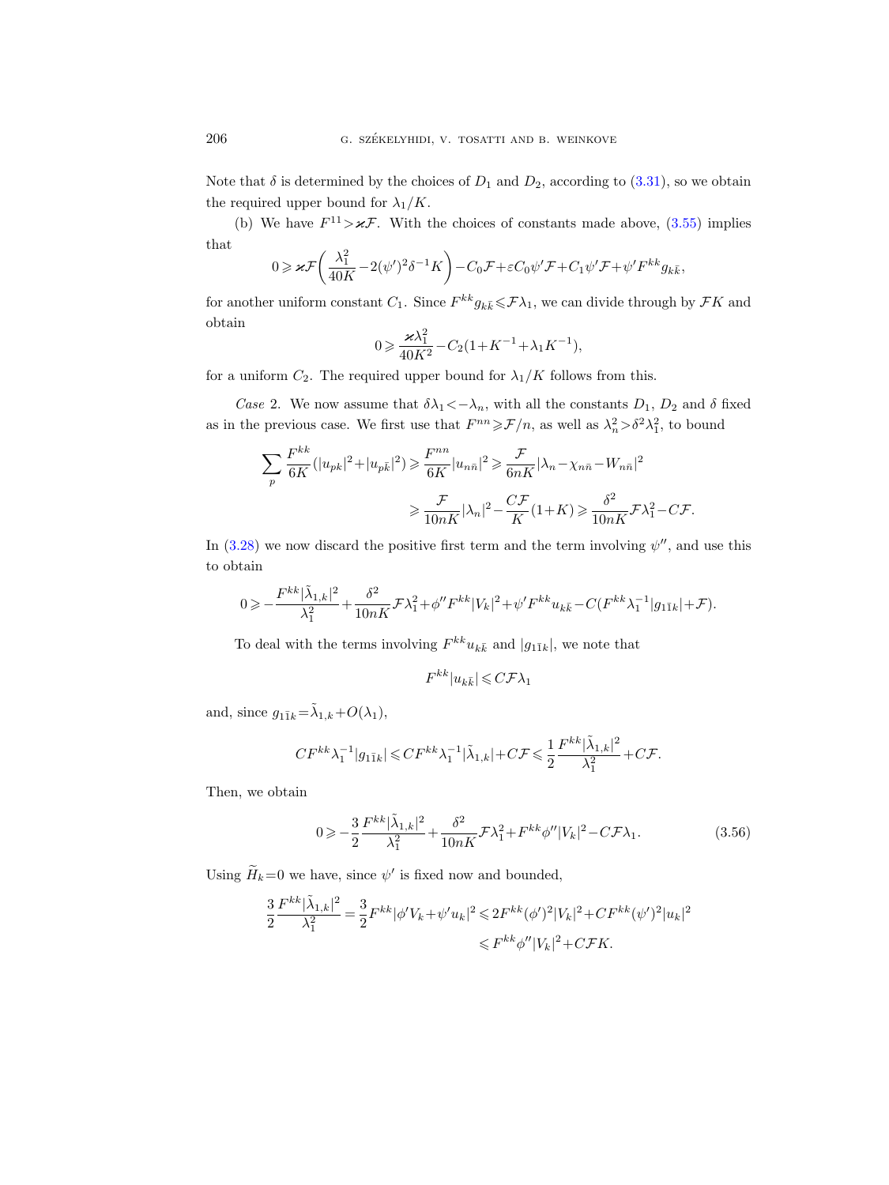Note that $\delta$ is determined by the choices of $D_1$ and $D_2$, according to (3.31), so we obtain the required upper bound for $\lambda_1/K$.

(b) We have $F^{11}>\varkappa\mathcal{F}$. With the choices of constants made above, (3.55) implies that

$$0\geqslant \varkappa\mathcal{F}\bigg(\frac{\lambda_1^2}{40K}-2(\psi')^2\delta^{-1}K\bigg)-C_0\mathcal{F}+\varepsilon C_0\psi'\mathcal{F}+C_1\psi'\mathcal{F}+\psi' F^{kk}g_{k\bar{k}},$$

for another uniform constant $C_1$. Since $F^{kk}g_{k\bar{k}}\leqslant \mathcal{F}\lambda_1$, we can divide through by $\mathcal{F}K$ and obtain

$$0\geqslant \frac{\varkappa\lambda_1^2}{40K^2}-C_2(1+K^{-1}+\lambda_1 K^{-1}),$$

for a uniform $C_2$. The required upper bound for $\lambda_1/K$ follows from this.

*Case* 2. We now assume that $\delta\lambda_1<-\lambda_n$, with all the constants $D_1$, $D_2$ and $\delta$ fixed as in the previous case. We first use that $F^{nn}\geqslant \mathcal{F}/n$, as well as $\lambda_n^2>\delta^2\lambda_1^2$, to bound

$$\begin{aligned}\sum_p \frac{F^{kk}}{6K}(|u_{pk}|^2+|u_{p\bar{k}}|^2)&\geqslant \frac{F^{nn}}{6K}|u_{n\bar{n}}|^2\geqslant \frac{\mathcal{F}}{6nK}|\lambda_n-\chi_{n\bar{n}}-W_{n\bar{n}}|^2\\ &\geqslant \frac{\mathcal{F}}{10nK}|\lambda_n|^2-\frac{C\mathcal{F}}{K}(1+K)\geqslant \frac{\delta^2}{10nK}\mathcal{F}\lambda_1^2-C\mathcal{F}.\end{aligned}$$

In (3.28) we now discard the positive first term and the term involving $\psi''$, and use this to obtain

$$0\geqslant -\frac{F^{kk}|\tilde{\lambda}_{1,k}|^2}{\lambda_1^2}+\frac{\delta^2}{10nK}\mathcal{F}\lambda_1^2+\phi'' F^{kk}|V_k|^2+\psi' F^{kk}u_{k\bar{k}}-C(F^{kk}\lambda_1^{-1}|g_{1\bar{1}k}|+\mathcal{F}).$$

To deal with the terms involving $F^{kk}u_{k\bar{k}}$ and $|g_{1\bar{1}k}|$, we note that

$$F^{kk}|u_{k\bar{k}}|\leqslant C\mathcal{F}\lambda_1$$

and, since $g_{1\bar{1}k}=\tilde{\lambda}_{1,k}+O(\lambda_1)$,

$$CF^{kk}\lambda_1^{-1}|g_{1\bar{1}k}|\leqslant CF^{kk}\lambda_1^{-1}|\tilde{\lambda}_{1,k}|+C\mathcal{F}\leqslant \frac{1}{2}\frac{F^{kk}|\tilde{\lambda}_{1,k}|^2}{\lambda_1^2}+C\mathcal{F}.$$

Then, we obtain

$$0\geqslant -\frac{3}{2}\frac{F^{kk}|\tilde{\lambda}_{1,k}|^2}{\lambda_1^2}+\frac{\delta^2}{10nK}\mathcal{F}\lambda_1^2+F^{kk}\phi''|V_k|^2-C\mathcal{F}\lambda_1. \tag{3.56}$$

Using $\widetilde{H}_k=0$ we have, since $\psi'$ is fixed now and bounded,

$$\begin{aligned}\frac{3}{2}\frac{F^{kk}|\tilde{\lambda}_{1,k}|^2}{\lambda_1^2}=\frac{3}{2}F^{kk}|\phi' V_k+\psi' u_k|^2&\leqslant 2F^{kk}(\phi')^2|V_k|^2+CF^{kk}(\psi')^2|u_k|^2\\ &\leqslant F^{kk}\phi''|V_k|^2+C\mathcal{F}K.\end{aligned}$$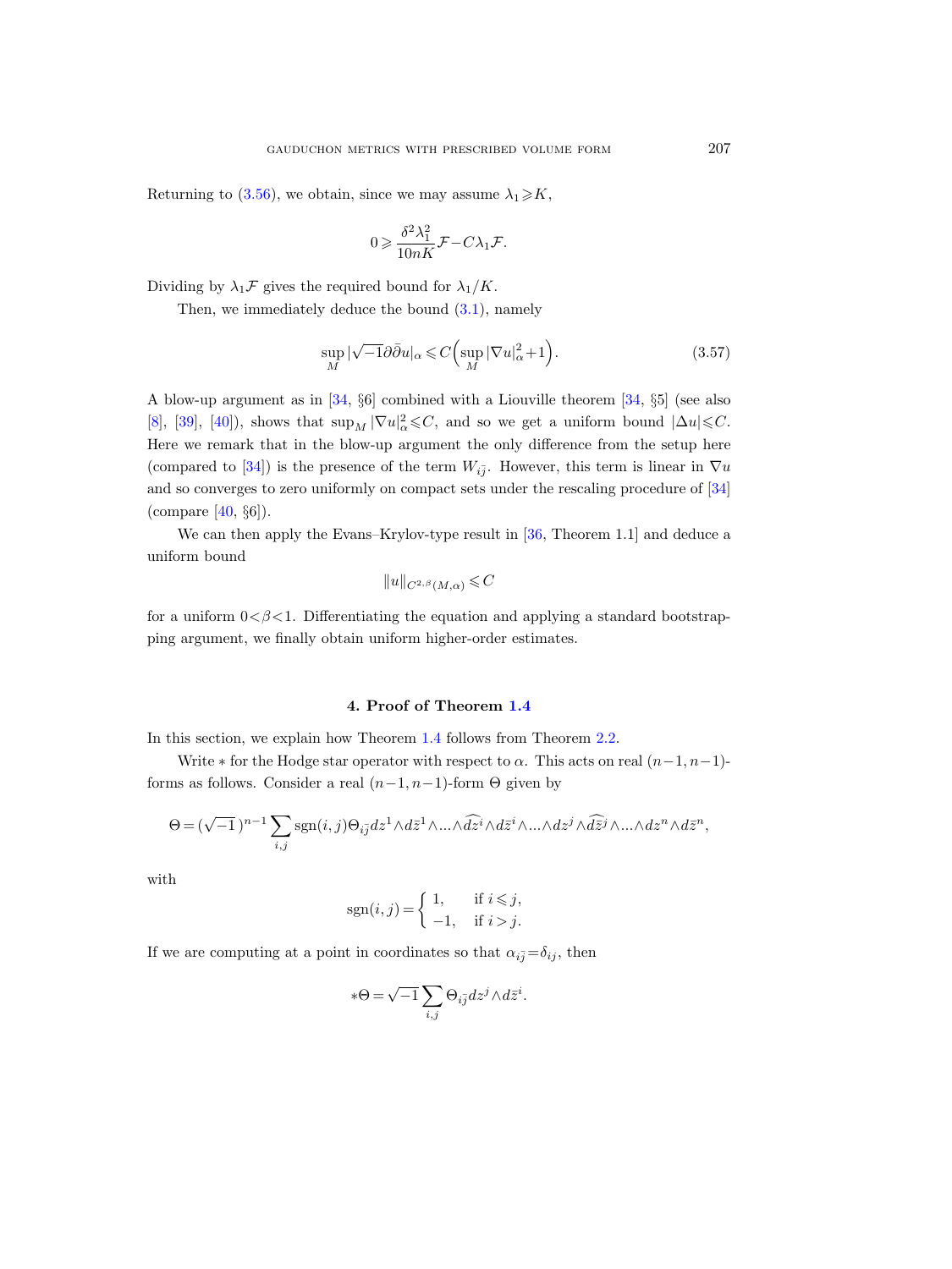Returning to (3.56), we obtain, since we may assume $\lambda_1 \geqslant K$,

$$0 \geqslant \frac{\delta^2 \lambda_1^2}{10nK} \mathcal{F} - C\lambda_1 \mathcal{F}.$$

Dividing by $\lambda_1 \mathcal{F}$ gives the required bound for $\lambda_1/K$.

Then, we immediately deduce the bound (3.1), namely

$$\sup_M |\sqrt{-1}\partial\bar{\partial}u|_\alpha \leqslant C\Big(\sup_M |\nabla u|_\alpha^2 + 1\Big). \tag{3.57}$$

A blow-up argument as in [34, §6] combined with a Liouville theorem [34, §5] (see also [8], [39], [40]), shows that $\sup_M |\nabla u|_\alpha^2 \leqslant C$, and so we get a uniform bound $|\Delta u| \leqslant C$. Here we remark that in the blow-up argument the only difference from the setup here (compared to [34]) is the presence of the term $W_{i\bar{j}}$. However, this term is linear in $\nabla u$ and so converges to zero uniformly on compact sets under the rescaling procedure of [34] (compare [40, §6]).

We can then apply the Evans–Krylov-type result in [36, Theorem 1.1] and deduce a uniform bound

$$\|u\|_{C^{2,\beta}(M,\alpha)} \leqslant C$$

for a uniform $0<\beta<1$. Differentiating the equation and applying a standard bootstrapping argument, we finally obtain uniform higher-order estimates.

## 4. Proof of Theorem 1.4

In this section, we explain how Theorem 1.4 follows from Theorem 2.2.

Write $*$ for the Hodge star operator with respect to $\alpha$. This acts on real $(n-1,n-1)$-forms as follows. Consider a real $(n-1,n-1)$-form $\Theta$ given by

$$\Theta = (\sqrt{-1}\,)^{n-1} \sum_{i,j} \operatorname{sgn}(i,j) \Theta_{i\bar{j}} dz^1 \wedge d\bar{z}^1 \wedge \ldots \wedge \widehat{dz^i} \wedge d\bar{z}^i \wedge \ldots \wedge dz^j \wedge \widehat{d\bar{z}^j} \wedge \ldots \wedge dz^n \wedge d\bar{z}^n,$$

with

$$\operatorname{sgn}(i,j) = \begin{cases} 1, & \text{if } i \leqslant j, \\ -1, & \text{if } i > j. \end{cases}$$

If we are computing at a point in coordinates so that $\alpha_{i\bar{j}} = \delta_{ij}$, then

$$*\Theta = \sqrt{-1} \sum_{i,j} \Theta_{i\bar{j}} dz^j \wedge d\bar{z}^i.$$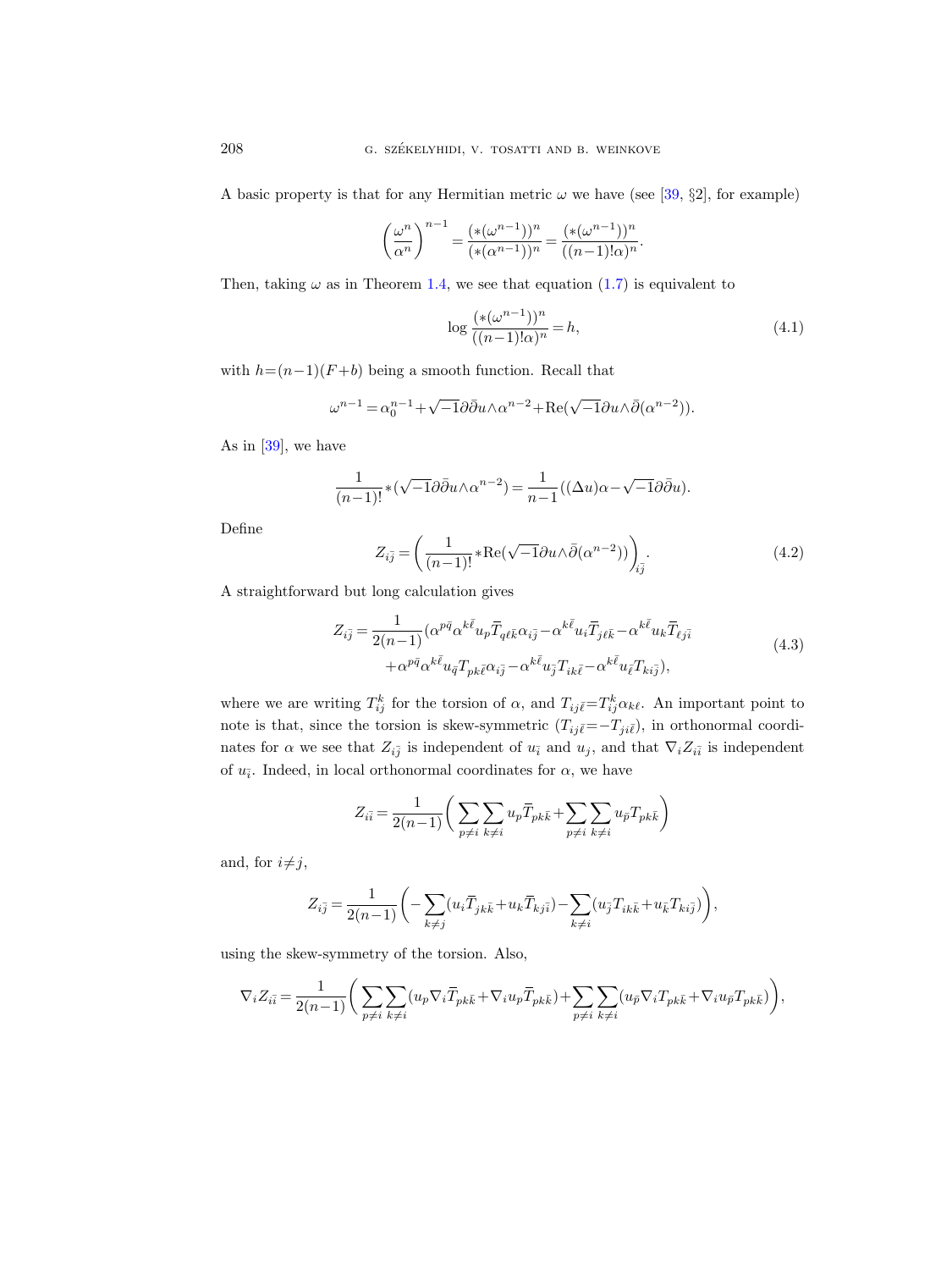A basic property is that for any Hermitian metric $\omega$ we have (see [39, §2], for example)

$$\left(\frac{\omega^n}{\alpha^n}\right)^{n-1} = \frac{(*(\omega^{n-1}))^n}{(*(\alpha^{n-1}))^n} = \frac{(*(\omega^{n-1}))^n}{((n-1)!\alpha)^n}.$$

Then, taking $\omega$ as in Theorem 1.4, we see that equation (1.7) is equivalent to

$$\log \frac{(*(\omega^{n-1}))^n}{((n-1)!\alpha)^n} = h, \tag{4.1}$$

with $h=(n-1)(F+b)$ being a smooth function. Recall that

$$\omega^{n-1} = \alpha_0^{n-1} + \sqrt{-1}\partial\bar{\partial}u \wedge \alpha^{n-2} + \mathrm{Re}(\sqrt{-1}\partial u \wedge \bar{\partial}(\alpha^{n-2})).$$

As in [39], we have

$$\frac{1}{(n-1)!} *(\sqrt{-1}\partial\bar{\partial}u \wedge \alpha^{n-2}) = \frac{1}{n-1}((\Delta u)\alpha - \sqrt{-1}\partial\bar{\partial}u).$$

Define

$$Z_{i\bar{j}} = \left(\frac{1}{(n-1)!} *\mathrm{Re}(\sqrt{-1}\partial u \wedge \bar{\partial}(\alpha^{n-2}))\right)_{i\bar{j}}. \tag{4.2}$$

A straightforward but long calculation gives

$$\begin{aligned} Z_{i\bar{j}} = \frac{1}{2(n-1)} (&\alpha^{p\bar{q}}\alpha^{k\bar{\ell}} u_p \overline{T}_{q\ell\bar{k}} \alpha_{i\bar{j}} - \alpha^{k\bar{\ell}} u_i \overline{T}_{j\ell\bar{k}} - \alpha^{k\bar{\ell}} u_k \overline{T}_{\ell j\bar{i}} \\ &+ \alpha^{p\bar{q}}\alpha^{k\bar{\ell}} u_{\bar{q}} T_{pk\bar{\ell}} \alpha_{i\bar{j}} - \alpha^{k\bar{\ell}} u_{\bar{j}} T_{ik\bar{\ell}} - \alpha^{k\bar{\ell}} u_{\bar{\ell}} T_{ki\bar{j}}), \end{aligned} \tag{4.3}$$

where we are writing $T_{ij}^k$ for the torsion of $\alpha$, and $T_{ij\bar{\ell}} = T_{ij}^k \alpha_{k\bar{\ell}}$. An important point to note is that, since the torsion is skew-symmetric ($T_{ij\bar{\ell}} = -T_{ji\bar{\ell}}$), in orthonormal coordinates for $\alpha$ we see that $Z_{i\bar{j}}$ is independent of $u_{\bar{i}}$ and $u_j$, and that $\nabla_i Z_{i\bar{i}}$ is independent of $u_{\bar{i}}$. Indeed, in local orthonormal coordinates for $\alpha$, we have

$$Z_{i\bar{i}} = \frac{1}{2(n-1)} \left( \sum_{p\neq i} \sum_{k\neq i} u_p \overline{T}_{pk\bar{k}} + \sum_{p\neq i} \sum_{k\neq i} u_{\bar{p}} T_{pk\bar{k}} \right)$$

and, for $i \neq j$,

$$Z_{i\bar{j}} = \frac{1}{2(n-1)} \left( -\sum_{k\neq j} (u_i \overline{T}_{jk\bar{k}} + u_k \overline{T}_{kj\bar{i}}) - \sum_{k\neq i} (u_{\bar{j}} T_{ik\bar{k}} + u_{\bar{k}} T_{ki\bar{j}}) \right),$$

using the skew-symmetry of the torsion. Also,

$$\nabla_i Z_{i\bar{i}} = \frac{1}{2(n-1)} \left( \sum_{p\neq i} \sum_{k\neq i} (u_p \nabla_i \overline{T}_{pk\bar{k}} + \nabla_i u_p \overline{T}_{pk\bar{k}}) + \sum_{p\neq i} \sum_{k\neq i} (u_{\bar{p}} \nabla_i T_{pk\bar{k}} + \nabla_i u_{\bar{p}} T_{pk\bar{k}}) \right),$$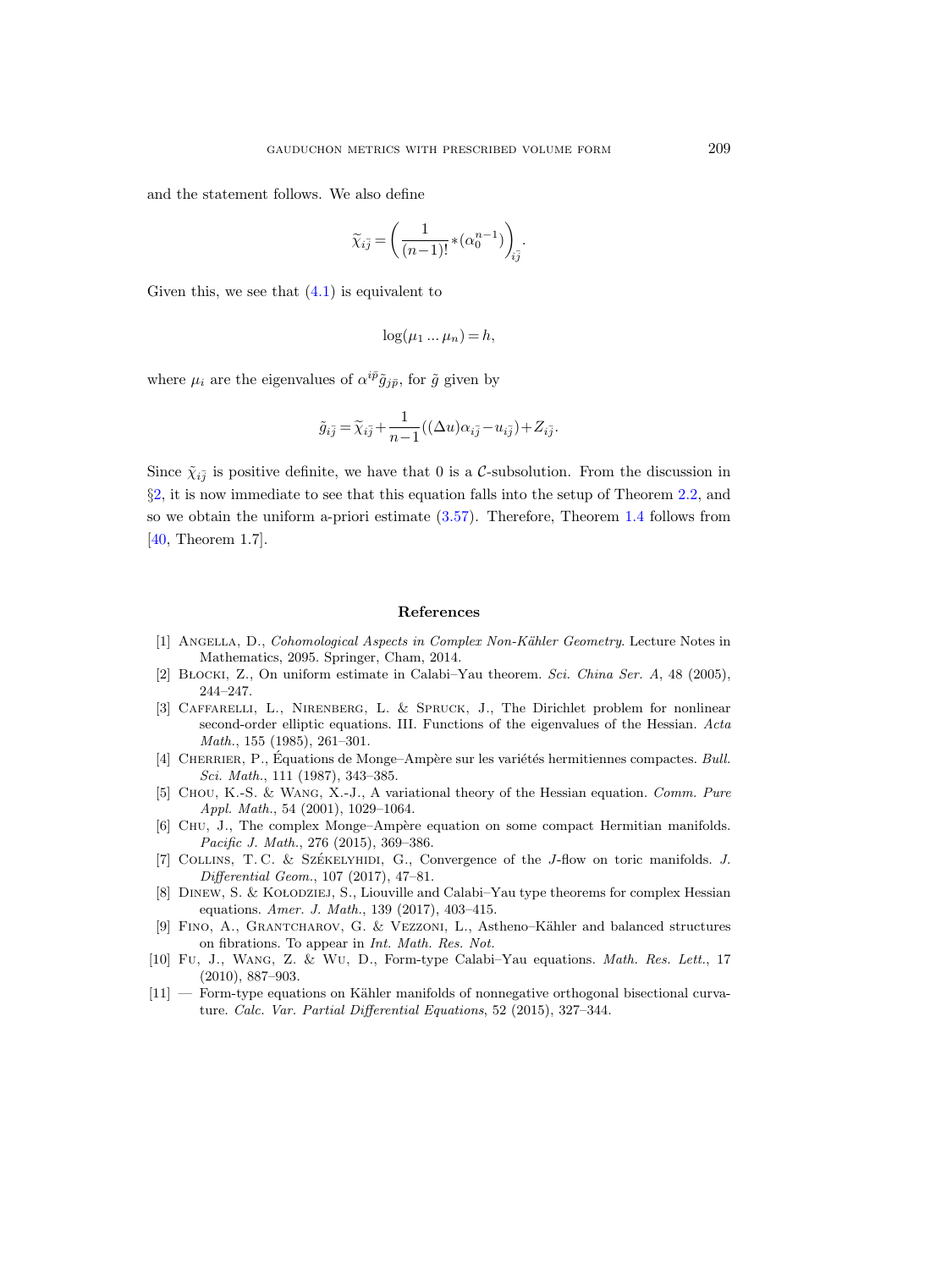and the statement follows. We also define

$$\widetilde{\chi}_{i\bar{j}} = \left( \frac{1}{(n-1)!} *(\alpha_0^{n-1}) \right)_{i\bar{j}}.$$

Given this, we see that (4.1) is equivalent to

$$\log(\mu_1 \dots \mu_n) = h,$$

where $\mu_i$ are the eigenvalues of $\alpha^{i\bar{p}} \tilde{g}_{j\bar{p}}$, for $\tilde{g}$ given by

$$\tilde{g}_{i\bar{j}} = \widetilde{\chi}_{i\bar{j}} + \frac{1}{n-1}((\Delta u)\alpha_{i\bar{j}} - u_{i\bar{j}}) + Z_{i\bar{j}}.$$

Since $\tilde{\chi}_{i\bar{j}}$ is positive definite, we have that 0 is a $\mathcal{C}$-subsolution. From the discussion in §2, it is now immediate to see that this equation falls into the setup of Theorem 2.2, and so we obtain the uniform a-priori estimate (3.57). Therefore, Theorem 1.4 follows from [40, Theorem 1.7].

## References

[1] Angella, D., *Cohomological Aspects in Complex Non-Kähler Geometry*. Lecture Notes in Mathematics, 2095. Springer, Cham, 2014.

[2] Błocki, Z., On uniform estimate in Calabi–Yau theorem. *Sci. China Ser. A*, 48 (2005), 244–247.

[3] Caffarelli, L., Nirenberg, L. & Spruck, J., The Dirichlet problem for nonlinear second-order elliptic equations. III. Functions of the eigenvalues of the Hessian. *Acta Math.*, 155 (1985), 261–301.

[4] Cherrier, P., Équations de Monge–Ampère sur les variétés hermitiennes compactes. *Bull. Sci. Math.*, 111 (1987), 343–385.

[5] Chou, K.-S. & Wang, X.-J., A variational theory of the Hessian equation. *Comm. Pure Appl. Math.*, 54 (2001), 1029–1064.

[6] Chu, J., The complex Monge–Ampère equation on some compact Hermitian manifolds. *Pacific J. Math.*, 276 (2015), 369–386.

[7] Collins, T. C. & Székelyhidi, G., Convergence of the $J$-flow on toric manifolds. *J. Differential Geom.*, 107 (2017), 47–81.

[8] Dinew, S. & Kołodziej, S., Liouville and Calabi–Yau type theorems for complex Hessian equations. *Amer. J. Math.*, 139 (2017), 403–415.

[9] Fino, A., Grantcharov, G. & Vezzoni, L., Astheno–Kähler and balanced structures on fibrations. To appear in *Int. Math. Res. Not.*

[10] Fu, J., Wang, Z. & Wu, D., Form-type Calabi–Yau equations. *Math. Res. Lett.*, 17 (2010), 887–903.

[11] — Form-type equations on Kähler manifolds of nonnegative orthogonal bisectional curvature. *Calc. Var. Partial Differential Equations*, 52 (2015), 327–344.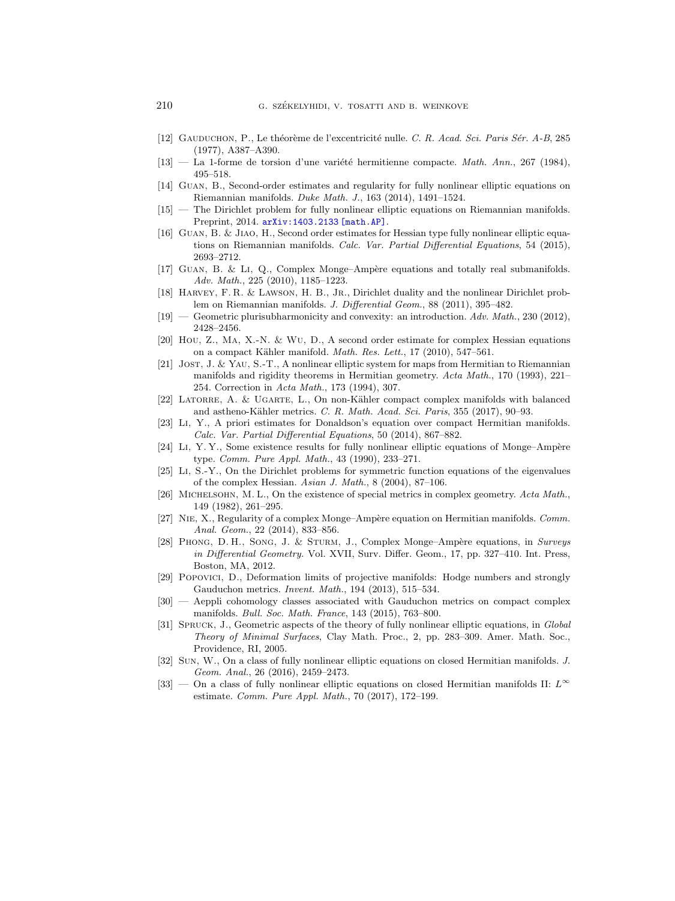[12] Gauduchon, P., Le théorème de l'excentricité nulle. *C. R. Acad. Sci. Paris Sér. A-B*, 285 (1977), A387–A390.

[13] — La 1-forme de torsion d'une variété hermitienne compacte. *Math. Ann.*, 267 (1984), 495–518.

[14] Guan, B., Second-order estimates and regularity for fully nonlinear elliptic equations on Riemannian manifolds. *Duke Math. J.*, 163 (2014), 1491–1524.

[15] — The Dirichlet problem for fully nonlinear elliptic equations on Riemannian manifolds. Preprint, 2014. arXiv:1403.2133 [math.AP].

[16] Guan, B. & Jiao, H., Second order estimates for Hessian type fully nonlinear elliptic equations on Riemannian manifolds. *Calc. Var. Partial Differential Equations*, 54 (2015), 2693–2712.

[17] Guan, B. & Li, Q., Complex Monge–Ampère equations and totally real submanifolds. *Adv. Math.*, 225 (2010), 1185–1223.

[18] Harvey, F. R. & Lawson, H. B., Jr., Dirichlet duality and the nonlinear Dirichlet problem on Riemannian manifolds. *J. Differential Geom.*, 88 (2011), 395–482.

[19] — Geometric plurisubharmonicity and convexity: an introduction. *Adv. Math.*, 230 (2012), 2428–2456.

[20] Hou, Z., Ma, X.-N. & Wu, D., A second order estimate for complex Hessian equations on a compact Kähler manifold. *Math. Res. Lett.*, 17 (2010), 547–561.

[21] Jost, J. & Yau, S.-T., A nonlinear elliptic system for maps from Hermitian to Riemannian manifolds and rigidity theorems in Hermitian geometry. *Acta Math.*, 170 (1993), 221–254. Correction in *Acta Math.*, 173 (1994), 307.

[22] Latorre, A. & Ugarte, L., On non-Kähler compact complex manifolds with balanced and astheno-Kähler metrics. *C. R. Math. Acad. Sci. Paris*, 355 (2017), 90–93.

[23] Li, Y., A priori estimates for Donaldson's equation over compact Hermitian manifolds. *Calc. Var. Partial Differential Equations*, 50 (2014), 867–882.

[24] Li, Y. Y., Some existence results for fully nonlinear elliptic equations of Monge–Ampère type. *Comm. Pure Appl. Math.*, 43 (1990), 233–271.

[25] Li, S.-Y., On the Dirichlet problems for symmetric function equations of the eigenvalues of the complex Hessian. *Asian J. Math.*, 8 (2004), 87–106.

[26] Michelsohn, M. L., On the existence of special metrics in complex geometry. *Acta Math.*, 149 (1982), 261–295.

[27] Nie, X., Regularity of a complex Monge–Ampère equation on Hermitian manifolds. *Comm. Anal. Geom.*, 22 (2014), 833–856.

[28] Phong, D. H., Song, J. & Sturm, J., Complex Monge–Ampère equations, in *Surveys in Differential Geometry*. Vol. XVII, Surv. Differ. Geom., 17, pp. 327–410. Int. Press, Boston, MA, 2012.

[29] Popovici, D., Deformation limits of projective manifolds: Hodge numbers and strongly Gauduchon metrics. *Invent. Math.*, 194 (2013), 515–534.

[30] — Aeppli cohomology classes associated with Gauduchon metrics on compact complex manifolds. *Bull. Soc. Math. France*, 143 (2015), 763–800.

[31] Spruck, J., Geometric aspects of the theory of fully nonlinear elliptic equations, in *Global Theory of Minimal Surfaces*, Clay Math. Proc., 2, pp. 283–309. Amer. Math. Soc., Providence, RI, 2005.

[32] Sun, W., On a class of fully nonlinear elliptic equations on closed Hermitian manifolds. *J. Geom. Anal.*, 26 (2016), 2459–2473.

[33] — On a class of fully nonlinear elliptic equations on closed Hermitian manifolds II: $L^\infty$ estimate. *Comm. Pure Appl. Math.*, 70 (2017), 172–199.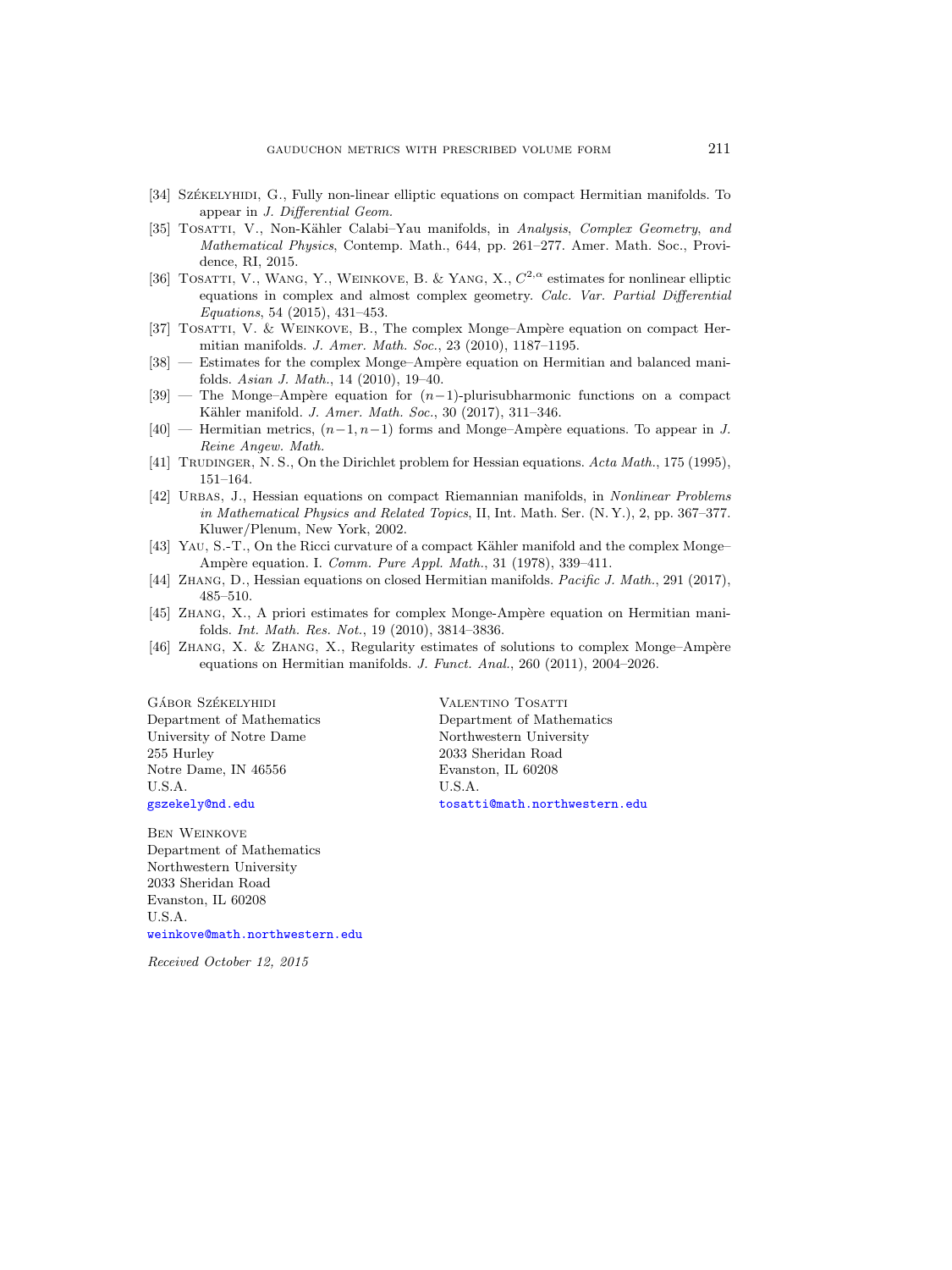[34] Székelyhidi, G., Fully non-linear elliptic equations on compact Hermitian manifolds. To appear in *J. Differential Geom.*

[35] Tosatti, V., Non-Kähler Calabi–Yau manifolds, in *Analysis, Complex Geometry, and Mathematical Physics*, Contemp. Math., 644, pp. 261–277. Amer. Math. Soc., Providence, RI, 2015.

[36] Tosatti, V., Wang, Y., Weinkove, B. & Yang, X., $C^{2,\alpha}$ estimates for nonlinear elliptic equations in complex and almost complex geometry. *Calc. Var. Partial Differential Equations*, 54 (2015), 431–453.

[37] Tosatti, V. & Weinkove, B., The complex Monge–Ampère equation on compact Hermitian manifolds. *J. Amer. Math. Soc.*, 23 (2010), 1187–1195.

[38] — Estimates for the complex Monge–Ampère equation on Hermitian and balanced manifolds. *Asian J. Math.*, 14 (2010), 19–40.

[39] — The Monge–Ampère equation for $(n-1)$-plurisubharmonic functions on a compact Kähler manifold. *J. Amer. Math. Soc.*, 30 (2017), 311–346.

[40] — Hermitian metrics, $(n-1, n-1)$ forms and Monge–Ampère equations. To appear in *J. Reine Angew. Math.*

[41] Trudinger, N. S., On the Dirichlet problem for Hessian equations. *Acta Math.*, 175 (1995), 151–164.

[42] Urbas, J., Hessian equations on compact Riemannian manifolds, in *Nonlinear Problems in Mathematical Physics and Related Topics*, II, Int. Math. Ser. (N. Y.), 2, pp. 367–377. Kluwer/Plenum, New York, 2002.

[43] Yau, S.-T., On the Ricci curvature of a compact Kähler manifold and the complex Monge–Ampère equation. I. *Comm. Pure Appl. Math.*, 31 (1978), 339–411.

[44] Zhang, D., Hessian equations on closed Hermitian manifolds. *Pacific J. Math.*, 291 (2017), 485–510.

[45] Zhang, X., A priori estimates for complex Monge-Ampère equation on Hermitian manifolds. *Int. Math. Res. Not.*, 19 (2010), 3814–3836.

[46] Zhang, X. & Zhang, X., Regularity estimates of solutions to complex Monge–Ampère equations on Hermitian manifolds. *J. Funct. Anal.*, 260 (2011), 2004–2026.

Gábor Székelyhidi
Department of Mathematics
University of Notre Dame
255 Hurley
Notre Dame, IN 46556
U.S.A.
gszekely@nd.edu

Valentino Tosatti
Department of Mathematics
Northwestern University
2033 Sheridan Road
Evanston, IL 60208
U.S.A.
tosatti@math.northwestern.edu

Ben Weinkove
Department of Mathematics
Northwestern University
2033 Sheridan Road
Evanston, IL 60208
U.S.A.
weinkove@math.northwestern.edu

*Received October 12, 2015*